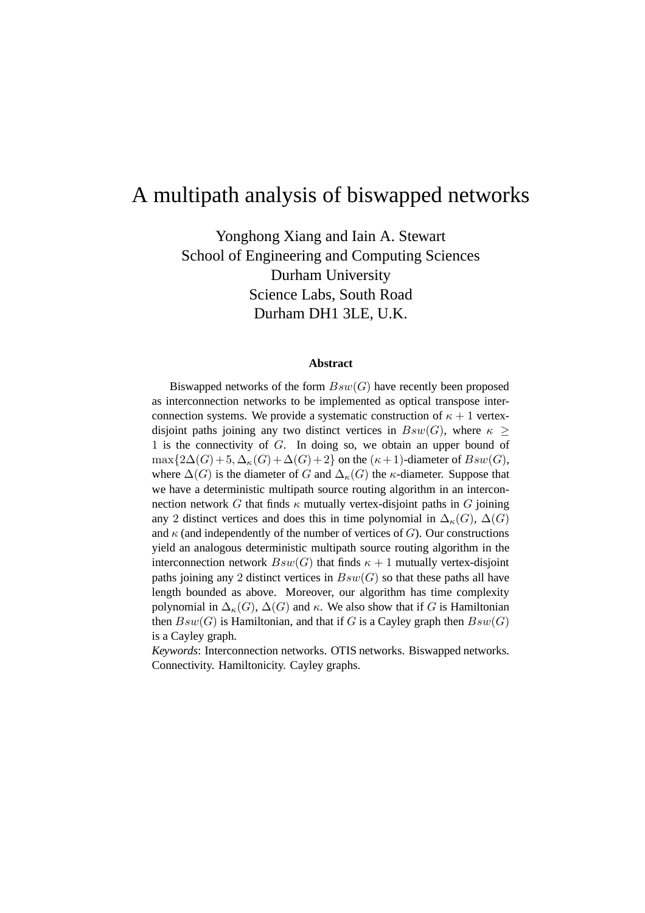# A multipath analysis of biswapped networks

Yonghong Xiang and Iain A. Stewart
School of Engineering and Computing Sciences
Durham University
Science Labs, South Road
Durham DH1 3LE, U.K.

**Abstract**

Biswapped networks of the form $Bsw(G)$ have recently been proposed as interconnection networks to be implemented as optical transpose interconnection systems. We provide a systematic construction of $\kappa + 1$ vertex-disjoint paths joining any two distinct vertices in $Bsw(G)$, where $\kappa \geq 1$ is the connectivity of $G$. In doing so, we obtain an upper bound of $\max\{2\Delta(G)+5, \Delta_\kappa(G)+\Delta(G)+2\}$ on the $(\kappa+1)$-diameter of $Bsw(G)$, where $\Delta(G)$ is the diameter of $G$ and $\Delta_\kappa(G)$ the $\kappa$-diameter. Suppose that we have a deterministic multipath source routing algorithm in an interconnection network $G$ that finds $\kappa$ mutually vertex-disjoint paths in $G$ joining any 2 distinct vertices and does this in time polynomial in $\Delta_\kappa(G)$, $\Delta(G)$ and $\kappa$ (and independently of the number of vertices of $G$). Our constructions yield an analogous deterministic multipath source routing algorithm in the interconnection network $Bsw(G)$ that finds $\kappa + 1$ mutually vertex-disjoint paths joining any 2 distinct vertices in $Bsw(G)$ so that these paths all have length bounded as above. Moreover, our algorithm has time complexity polynomial in $\Delta_\kappa(G)$, $\Delta(G)$ and $\kappa$. We also show that if $G$ is Hamiltonian then $Bsw(G)$ is Hamiltonian, and that if $G$ is a Cayley graph then $Bsw(G)$ is a Cayley graph.

*Keywords*: Interconnection networks. OTIS networks. Biswapped networks. Connectivity. Hamiltonicity. Cayley graphs.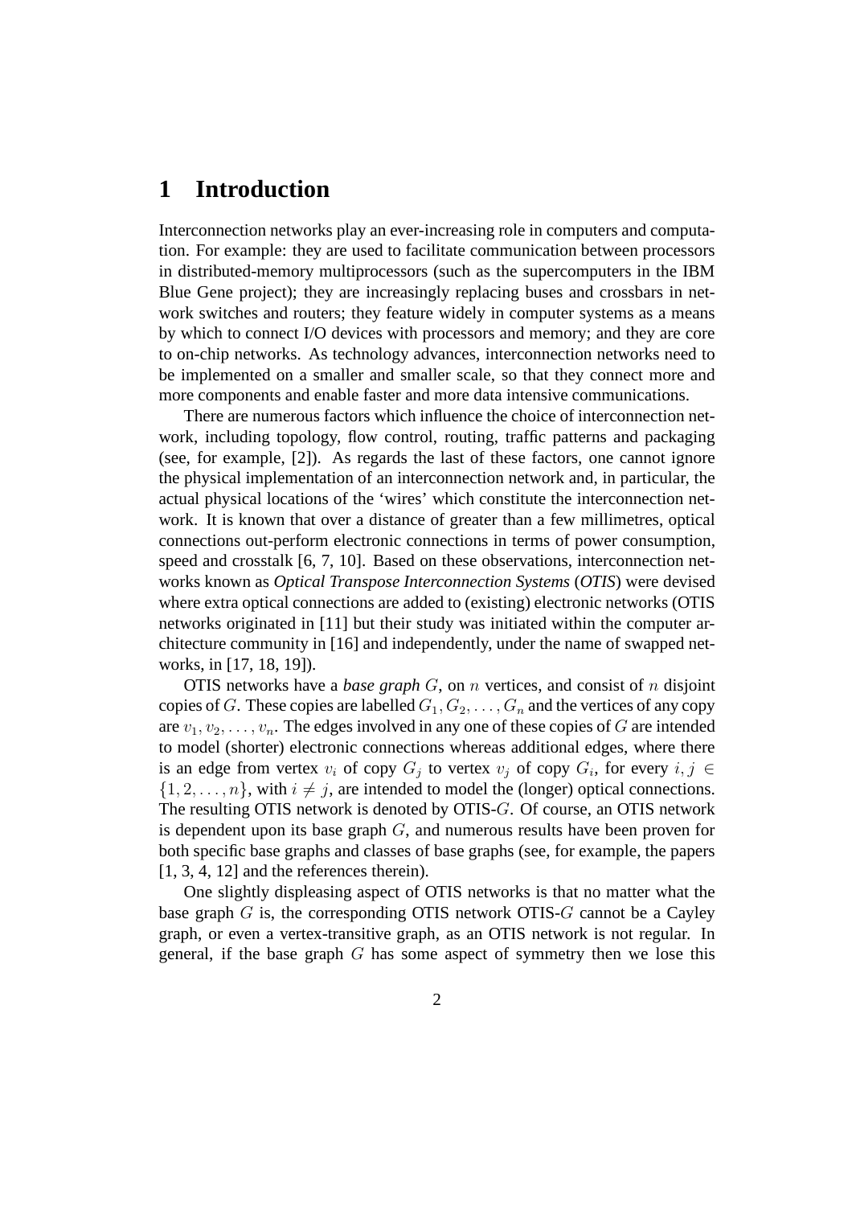# 1 Introduction

Interconnection networks play an ever-increasing role in computers and computation. For example: they are used to facilitate communication between processors in distributed-memory multiprocessors (such as the supercomputers in the IBM Blue Gene project); they are increasingly replacing buses and crossbars in network switches and routers; they feature widely in computer systems as a means by which to connect I/O devices with processors and memory; and they are core to on-chip networks. As technology advances, interconnection networks need to be implemented on a smaller and smaller scale, so that they connect more and more components and enable faster and more data intensive communications.

There are numerous factors which influence the choice of interconnection network, including topology, flow control, routing, traffic patterns and packaging (see, for example, [2]). As regards the last of these factors, one cannot ignore the physical implementation of an interconnection network and, in particular, the actual physical locations of the 'wires' which constitute the interconnection network. It is known that over a distance of greater than a few millimetres, optical connections out-perform electronic connections in terms of power consumption, speed and crosstalk [6, 7, 10]. Based on these observations, interconnection networks known as *Optical Transpose Interconnection Systems* (*OTIS*) were devised where extra optical connections are added to (existing) electronic networks (OTIS networks originated in [11] but their study was initiated within the computer architecture community in [16] and independently, under the name of swapped networks, in [17, 18, 19]).

OTIS networks have a *base graph* $G$, on $n$ vertices, and consist of $n$ disjoint copies of $G$. These copies are labelled $G_1, G_2, \ldots, G_n$ and the vertices of any copy are $v_1, v_2, \ldots, v_n$. The edges involved in any one of these copies of $G$ are intended to model (shorter) electronic connections whereas additional edges, where there is an edge from vertex $v_i$ of copy $G_j$ to vertex $v_j$ of copy $G_i$, for every $i, j \in \{1, 2, \ldots, n\}$, with $i \neq j$, are intended to model the (longer) optical connections. The resulting OTIS network is denoted by OTIS-$G$. Of course, an OTIS network is dependent upon its base graph $G$, and numerous results have been proven for both specific base graphs and classes of base graphs (see, for example, the papers [1, 3, 4, 12] and the references therein).

One slightly displeasing aspect of OTIS networks is that no matter what the base graph $G$ is, the corresponding OTIS network OTIS-$G$ cannot be a Cayley graph, or even a vertex-transitive graph, as an OTIS network is not regular. In general, if the base graph $G$ has some aspect of symmetry then we lose this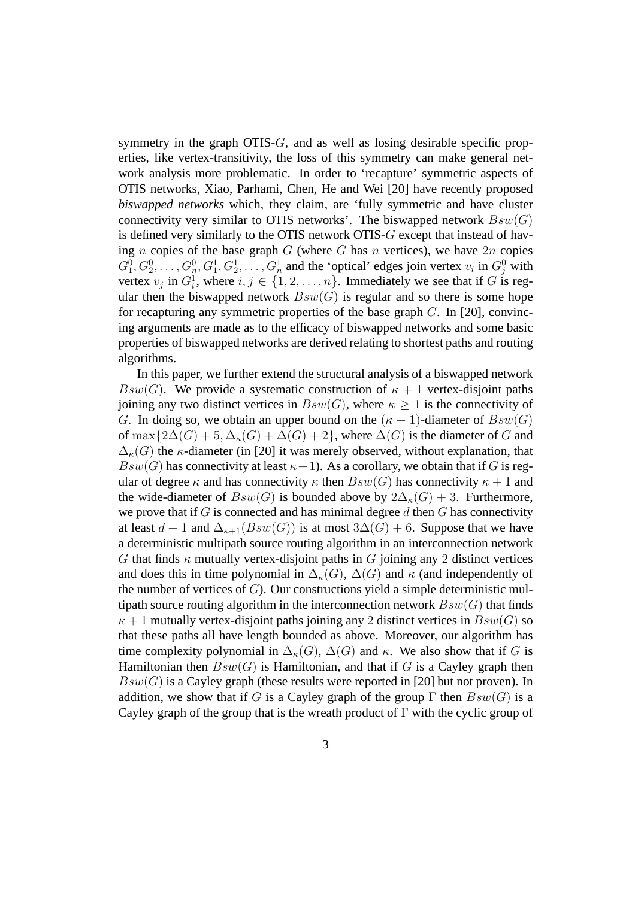symmetry in the graph OTIS-$G$, and as well as losing desirable specific properties, like vertex-transitivity, the loss of this symmetry can make general network analysis more problematic. In order to 'recapture' symmetric aspects of OTIS networks, Xiao, Parhami, Chen, He and Wei [20] have recently proposed *biswapped networks* which, they claim, are 'fully symmetric and have cluster connectivity very similar to OTIS networks'. The biswapped network $Bsw(G)$ is defined very similarly to the OTIS network OTIS-$G$ except that instead of having $n$ copies of the base graph $G$ (where $G$ has $n$ vertices), we have $2n$ copies $G_1^0, G_2^0, \ldots, G_n^0, G_1^1, G_2^1, \ldots, G_n^1$ and the 'optical' edges join vertex $v_i$ in $G_j^0$ with vertex $v_j$ in $G_i^1$, where $i, j \in \{1, 2, \ldots, n\}$. Immediately we see that if $G$ is regular then the biswapped network $Bsw(G)$ is regular and so there is some hope for recapturing any symmetric properties of the base graph $G$. In [20], convincing arguments are made as to the efficacy of biswapped networks and some basic properties of biswapped networks are derived relating to shortest paths and routing algorithms.

In this paper, we further extend the structural analysis of a biswapped network $Bsw(G)$. We provide a systematic construction of $\kappa + 1$ vertex-disjoint paths joining any two distinct vertices in $Bsw(G)$, where $\kappa \geq 1$ is the connectivity of $G$. In doing so, we obtain an upper bound on the $(\kappa + 1)$-diameter of $Bsw(G)$ of $\max\{2\Delta(G) + 5, \Delta_\kappa(G) + \Delta(G) + 2\}$, where $\Delta(G)$ is the diameter of $G$ and $\Delta_\kappa(G)$ the $\kappa$-diameter (in [20] it was merely observed, without explanation, that $Bsw(G)$ has connectivity at least $\kappa + 1$). As a corollary, we obtain that if $G$ is regular of degree $\kappa$ and has connectivity $\kappa$ then $Bsw(G)$ has connectivity $\kappa + 1$ and the wide-diameter of $Bsw(G)$ is bounded above by $2\Delta_\kappa(G) + 3$. Furthermore, we prove that if $G$ is connected and has minimal degree $d$ then $G$ has connectivity at least $d + 1$ and $\Delta_{\kappa+1}(Bsw(G))$ is at most $3\Delta(G) + 6$. Suppose that we have a deterministic multipath source routing algorithm in an interconnection network $G$ that finds $\kappa$ mutually vertex-disjoint paths in $G$ joining any 2 distinct vertices and does this in time polynomial in $\Delta_\kappa(G)$, $\Delta(G)$ and $\kappa$ (and independently of the number of vertices of $G$). Our constructions yield a simple deterministic multipath source routing algorithm in the interconnection network $Bsw(G)$ that finds $\kappa + 1$ mutually vertex-disjoint paths joining any 2 distinct vertices in $Bsw(G)$ so that these paths all have length bounded as above. Moreover, our algorithm has time complexity polynomial in $\Delta_\kappa(G)$, $\Delta(G)$ and $\kappa$. We also show that if $G$ is Hamiltonian then $Bsw(G)$ is Hamiltonian, and that if $G$ is a Cayley graph then $Bsw(G)$ is a Cayley graph (these results were reported in [20] but not proven). In addition, we show that if $G$ is a Cayley graph of the group $\Gamma$ then $Bsw(G)$ is a Cayley graph of the group that is the wreath product of $\Gamma$ with the cyclic group of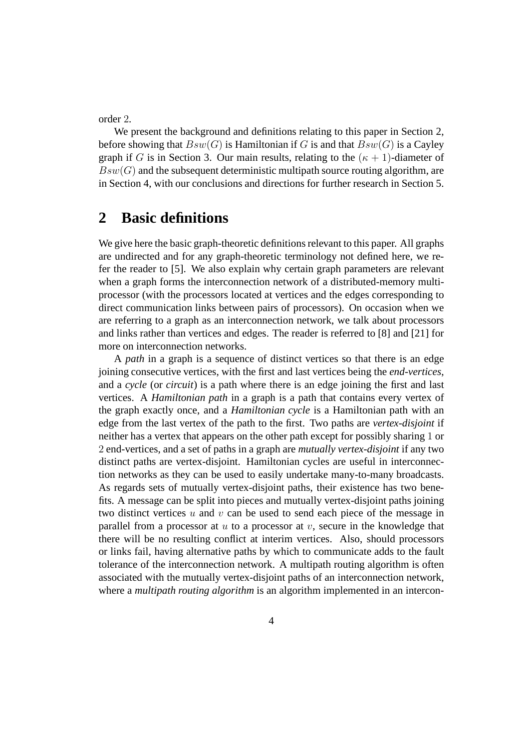order 2.

We present the background and definitions relating to this paper in Section 2, before showing that $Bsw(G)$ is Hamiltonian if $G$ is and that $Bsw(G)$ is a Cayley graph if $G$ is in Section 3. Our main results, relating to the $(\kappa+1)$-diameter of $Bsw(G)$ and the subsequent deterministic multipath source routing algorithm, are in Section 4, with our conclusions and directions for further research in Section 5.

## 2 Basic definitions

We give here the basic graph-theoretic definitions relevant to this paper. All graphs are undirected and for any graph-theoretic terminology not defined here, we refer the reader to [5]. We also explain why certain graph parameters are relevant when a graph forms the interconnection network of a distributed-memory multiprocessor (with the processors located at vertices and the edges corresponding to direct communication links between pairs of processors). On occasion when we are referring to a graph as an interconnection network, we talk about processors and links rather than vertices and edges. The reader is referred to [8] and [21] for more on interconnection networks.

A *path* in a graph is a sequence of distinct vertices so that there is an edge joining consecutive vertices, with the first and last vertices being the *end-vertices*, and a *cycle* (or *circuit*) is a path where there is an edge joining the first and last vertices. A *Hamiltonian path* in a graph is a path that contains every vertex of the graph exactly once, and a *Hamiltonian cycle* is a Hamiltonian path with an edge from the last vertex of the path to the first. Two paths are *vertex-disjoint* if neither has a vertex that appears on the other path except for possibly sharing $1$ or $2$ end-vertices, and a set of paths in a graph are *mutually vertex-disjoint* if any two distinct paths are vertex-disjoint. Hamiltonian cycles are useful in interconnection networks as they can be used to easily undertake many-to-many broadcasts. As regards sets of mutually vertex-disjoint paths, their existence has two benefits. A message can be split into pieces and mutually vertex-disjoint paths joining two distinct vertices $u$ and $v$ can be used to send each piece of the message in parallel from a processor at $u$ to a processor at $v$, secure in the knowledge that there will be no resulting conflict at interim vertices. Also, should processors or links fail, having alternative paths by which to communicate adds to the fault tolerance of the interconnection network. A multipath routing algorithm is often associated with the mutually vertex-disjoint paths of an interconnection network, where a *multipath routing algorithm* is an algorithm implemented in an intercon-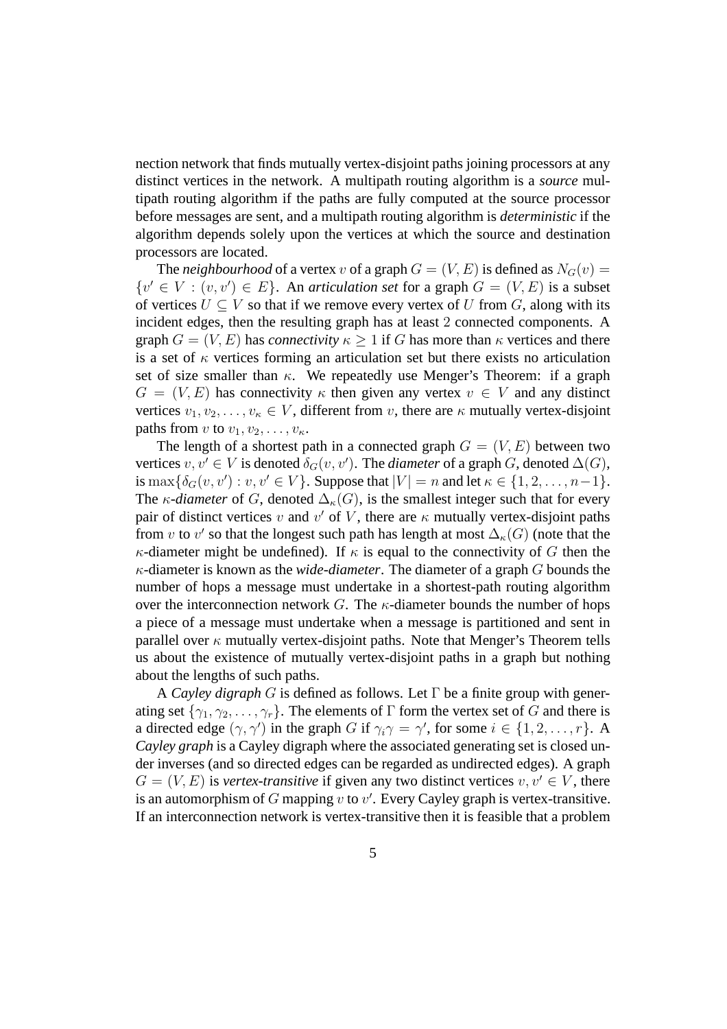nection network that finds mutually vertex-disjoint paths joining processors at any distinct vertices in the network. A multipath routing algorithm is a *source* multipath routing algorithm if the paths are fully computed at the source processor before messages are sent, and a multipath routing algorithm is *deterministic* if the algorithm depends solely upon the vertices at which the source and destination processors are located.

The *neighbourhood* of a vertex $v$ of a graph $G = (V, E)$ is defined as $N_G(v) = \{v' \in V : (v, v') \in E\}$. An *articulation set* for a graph $G = (V, E)$ is a subset of vertices $U \subseteq V$ so that if we remove every vertex of $U$ from $G$, along with its incident edges, then the resulting graph has at least 2 connected components. A graph $G = (V, E)$ has *connectivity* $\kappa \geq 1$ if $G$ has more than $\kappa$ vertices and there is a set of $\kappa$ vertices forming an articulation set but there exists no articulation set of size smaller than $\kappa$. We repeatedly use Menger's Theorem: if a graph $G = (V, E)$ has connectivity $\kappa$ then given any vertex $v \in V$ and any distinct vertices $v_1, v_2, \ldots, v_\kappa \in V$, different from $v$, there are $\kappa$ mutually vertex-disjoint paths from $v$ to $v_1, v_2, \ldots, v_\kappa$.

The length of a shortest path in a connected graph $G = (V, E)$ between two vertices $v, v' \in V$ is denoted $\delta_G(v, v')$. The *diameter* of a graph $G$, denoted $\Delta(G)$, is $\max\{\delta_G(v, v') : v, v' \in V\}$. Suppose that $|V| = n$ and let $\kappa \in \{1, 2, \ldots, n-1\}$. The *$\kappa$-diameter* of $G$, denoted $\Delta_\kappa(G)$, is the smallest integer such that for every pair of distinct vertices $v$ and $v'$ of $V$, there are $\kappa$ mutually vertex-disjoint paths from $v$ to $v'$ so that the longest such path has length at most $\Delta_\kappa(G)$ (note that the $\kappa$-diameter might be undefined). If $\kappa$ is equal to the connectivity of $G$ then the $\kappa$-diameter is known as the *wide-diameter*. The diameter of a graph $G$ bounds the number of hops a message must undertake in a shortest-path routing algorithm over the interconnection network $G$. The $\kappa$-diameter bounds the number of hops a piece of a message must undertake when a message is partitioned and sent in parallel over $\kappa$ mutually vertex-disjoint paths. Note that Menger's Theorem tells us about the existence of mutually vertex-disjoint paths in a graph but nothing about the lengths of such paths.

A *Cayley digraph* $G$ is defined as follows. Let $\Gamma$ be a finite group with generating set $\{\gamma_1, \gamma_2, \ldots, \gamma_r\}$. The elements of $\Gamma$ form the vertex set of $G$ and there is a directed edge $(\gamma, \gamma')$ in the graph $G$ if $\gamma_i \gamma = \gamma'$, for some $i \in \{1, 2, \ldots, r\}$. A *Cayley graph* is a Cayley digraph where the associated generating set is closed under inverses (and so directed edges can be regarded as undirected edges). A graph $G = (V, E)$ is *vertex-transitive* if given any two distinct vertices $v, v' \in V$, there is an automorphism of $G$ mapping $v$ to $v'$. Every Cayley graph is vertex-transitive. If an interconnection network is vertex-transitive then it is feasible that a problem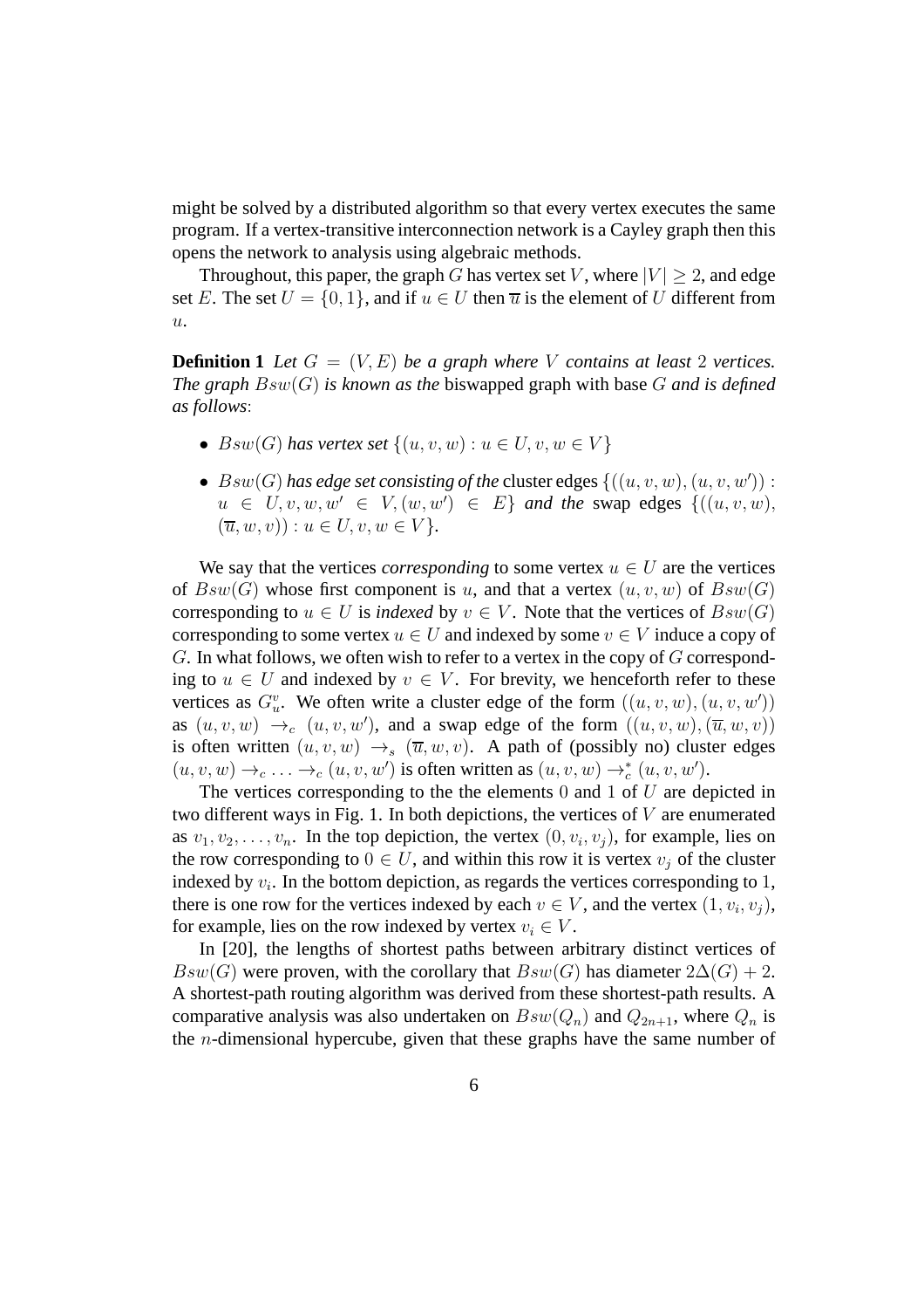might be solved by a distributed algorithm so that every vertex executes the same program. If a vertex-transitive interconnection network is a Cayley graph then this opens the network to analysis using algebraic methods.

Throughout, this paper, the graph $G$ has vertex set $V$, where $|V| \geq 2$, and edge set $E$. The set $U = \{0, 1\}$, and if $u \in U$ then $\overline{u}$ is the element of $U$ different from $u$.

**Definition 1** *Let $G = (V, E)$ be a graph where $V$ contains at least 2 vertices. The graph $Bsw(G)$ is known as the* biswapped graph with base $G$ *and is defined as follows*:

- *$Bsw(G)$ has vertex set $\{(u, v, w) : u \in U, v, w \in V\}$*
- *$Bsw(G)$ has edge set consisting of the* cluster edges $\{((u, v, w), (u, v, w')) : u \in U, v, w, w' \in V, (w, w') \in E\}$ *and the* swap edges $\{((u, v, w), (\overline{u}, w, v)) : u \in U, v, w \in V\}$.

We say that the vertices *corresponding* to some vertex $u \in U$ are the vertices of $Bsw(G)$ whose first component is $u$, and that a vertex $(u, v, w)$ of $Bsw(G)$ corresponding to $u \in U$ is *indexed* by $v \in V$. Note that the vertices of $Bsw(G)$ corresponding to some vertex $u \in U$ and indexed by some $v \in V$ induce a copy of $G$. In what follows, we often wish to refer to a vertex in the copy of $G$ corresponding to $u \in U$ and indexed by $v \in V$. For brevity, we henceforth refer to these vertices as $G_u^v$. We often write a cluster edge of the form $((u, v, w), (u, v, w'))$ as $(u, v, w) \rightarrow_c (u, v, w')$, and a swap edge of the form $((u, v, w), (\overline{u}, w, v))$ is often written $(u, v, w) \rightarrow_s (\overline{u}, w, v)$. A path of (possibly no) cluster edges $(u, v, w) \rightarrow_c \ldots \rightarrow_c (u, v, w')$ is often written as $(u, v, w) \rightarrow_c^* (u, v, w')$.

The vertices corresponding to the the elements 0 and 1 of $U$ are depicted in two different ways in Fig. 1. In both depictions, the vertices of $V$ are enumerated as $v_1, v_2, \ldots, v_n$. In the top depiction, the vertex $(0, v_i, v_j)$, for example, lies on the row corresponding to $0 \in U$, and within this row it is vertex $v_j$ of the cluster indexed by $v_i$. In the bottom depiction, as regards the vertices corresponding to 1, there is one row for the vertices indexed by each $v \in V$, and the vertex $(1, v_i, v_j)$, for example, lies on the row indexed by vertex $v_i \in V$.

In [20], the lengths of shortest paths between arbitrary distinct vertices of $Bsw(G)$ were proven, with the corollary that $Bsw(G)$ has diameter $2\Delta(G) + 2$. A shortest-path routing algorithm was derived from these shortest-path results. A comparative analysis was also undertaken on $Bsw(Q_n)$ and $Q_{2n+1}$, where $Q_n$ is the $n$-dimensional hypercube, given that these graphs have the same number of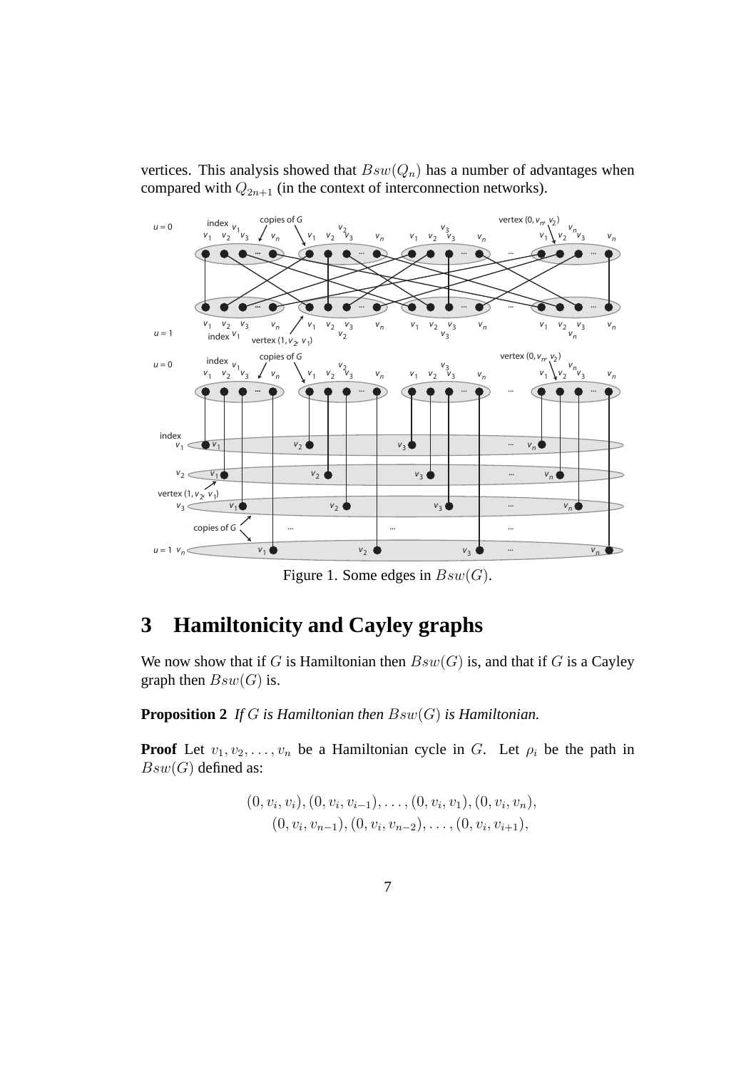vertices. This analysis showed that $Bsw(Q_n)$ has a number of advantages when compared with $Q_{2n+1}$ (in the context of interconnection networks).

Figure 1. Some edges in $Bsw(G)$.

## 3 Hamiltonicity and Cayley graphs

We now show that if $G$ is Hamiltonian then $Bsw(G)$ is, and that if $G$ is a Cayley graph then $Bsw(G)$ is.

**Proposition 2** *If $G$ is Hamiltonian then $Bsw(G)$ is Hamiltonian.*

**Proof** Let $v_1, v_2, \ldots, v_n$ be a Hamiltonian cycle in $G$. Let $\rho_i$ be the path in $Bsw(G)$ defined as:

$$(0, v_i, v_i), (0, v_i, v_{i-1}), \ldots, (0, v_i, v_1), (0, v_i, v_n), \\ (0, v_i, v_{n-1}), (0, v_i, v_{n-2}), \ldots, (0, v_i, v_{i+1}),$$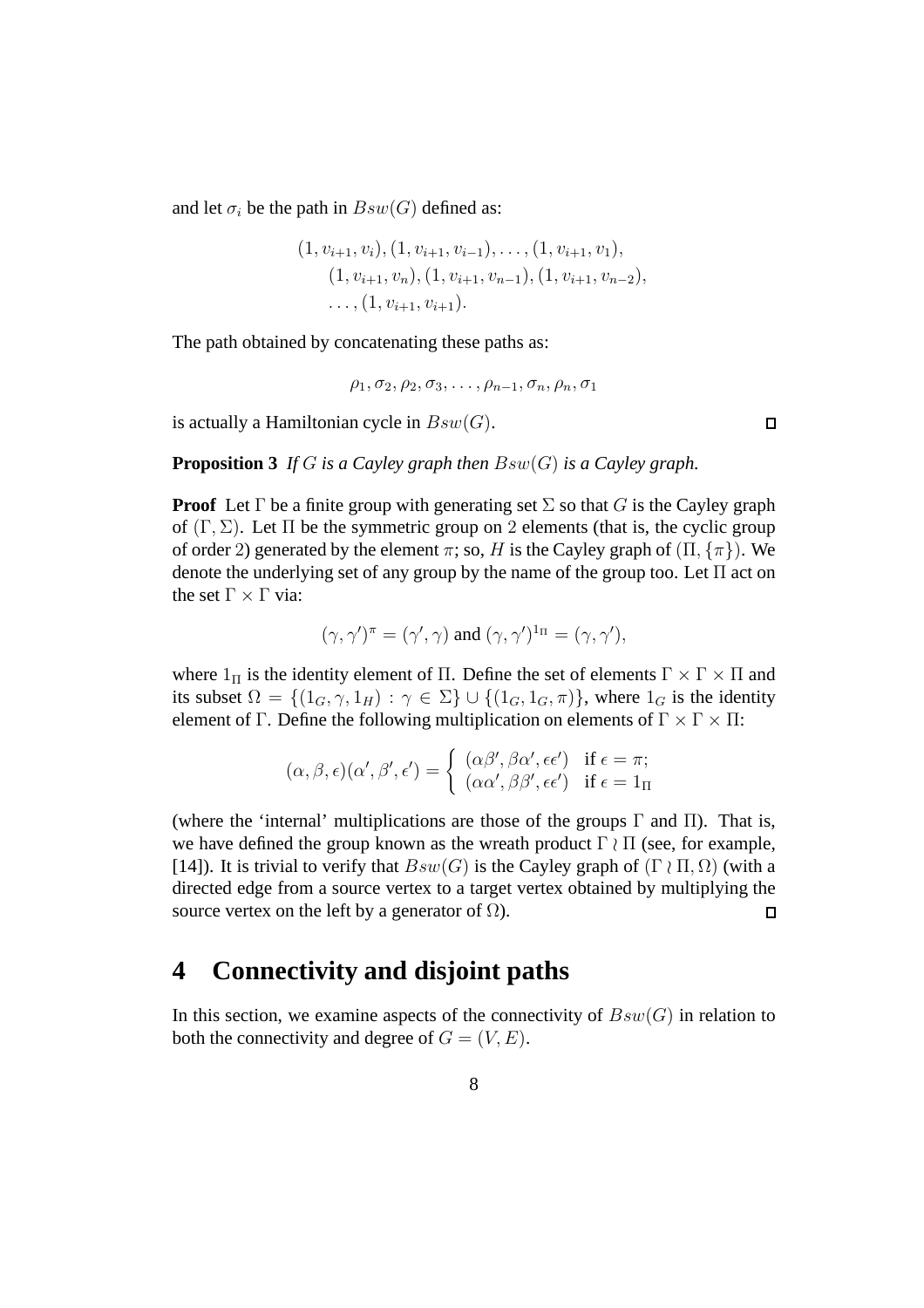and let $\sigma_i$ be the path in $Bsw(G)$ defined as:

$$
\begin{aligned}
&(1, v_{i+1}, v_i), (1, v_{i+1}, v_{i-1}), \ldots, (1, v_{i+1}, v_1),\\
&\quad (1, v_{i+1}, v_n), (1, v_{i+1}, v_{n-1}), (1, v_{i+1}, v_{n-2}),\\
&\quad \ldots, (1, v_{i+1}, v_{i+1}).
\end{aligned}
$$

The path obtained by concatenating these paths as:

$$\rho_1, \sigma_2, \rho_2, \sigma_3, \ldots, \rho_{n-1}, \sigma_n, \rho_n, \sigma_1$$

is actually a Hamiltonian cycle in $Bsw(G)$. □

**Proposition 3** *If $G$ is a Cayley graph then $Bsw(G)$ is a Cayley graph.*

**Proof** Let $\Gamma$ be a finite group with generating set $\Sigma$ so that $G$ is the Cayley graph of $(\Gamma, \Sigma)$. Let $\Pi$ be the symmetric group on 2 elements (that is, the cyclic group of order 2) generated by the element $\pi$; so, $H$ is the Cayley graph of $(\Pi, \{\pi\})$. We denote the underlying set of any group by the name of the group too. Let $\Pi$ act on the set $\Gamma \times \Gamma$ via:

$$(\gamma, \gamma')^\pi = (\gamma', \gamma) \text{ and } (\gamma, \gamma')^{1_\Pi} = (\gamma, \gamma'),$$

where $1_\Pi$ is the identity element of $\Pi$. Define the set of elements $\Gamma \times \Gamma \times \Pi$ and its subset $\Omega = \{(1_G, \gamma, 1_H) : \gamma \in \Sigma\} \cup \{(1_G, 1_G, \pi)\}$, where $1_G$ is the identity element of $\Gamma$. Define the following multiplication on elements of $\Gamma \times \Gamma \times \Pi$:

$$(\alpha, \beta, \epsilon)(\alpha', \beta', \epsilon') = \begin{cases} (\alpha\beta', \beta\alpha', \epsilon\epsilon') & \text{if } \epsilon = \pi; \\ (\alpha\alpha', \beta\beta', \epsilon\epsilon') & \text{if } \epsilon = 1_\Pi \end{cases}$$

(where the 'internal' multiplications are those of the groups $\Gamma$ and $\Pi$). That is, we have defined the group known as the wreath product $\Gamma \wr \Pi$ (see, for example, [14]). It is trivial to verify that $Bsw(G)$ is the Cayley graph of $(\Gamma \wr \Pi, \Omega)$ (with a directed edge from a source vertex to a target vertex obtained by multiplying the source vertex on the left by a generator of $\Omega$). □

# 4 Connectivity and disjoint paths

In this section, we examine aspects of the connectivity of $Bsw(G)$ in relation to both the connectivity and degree of $G = (V, E)$.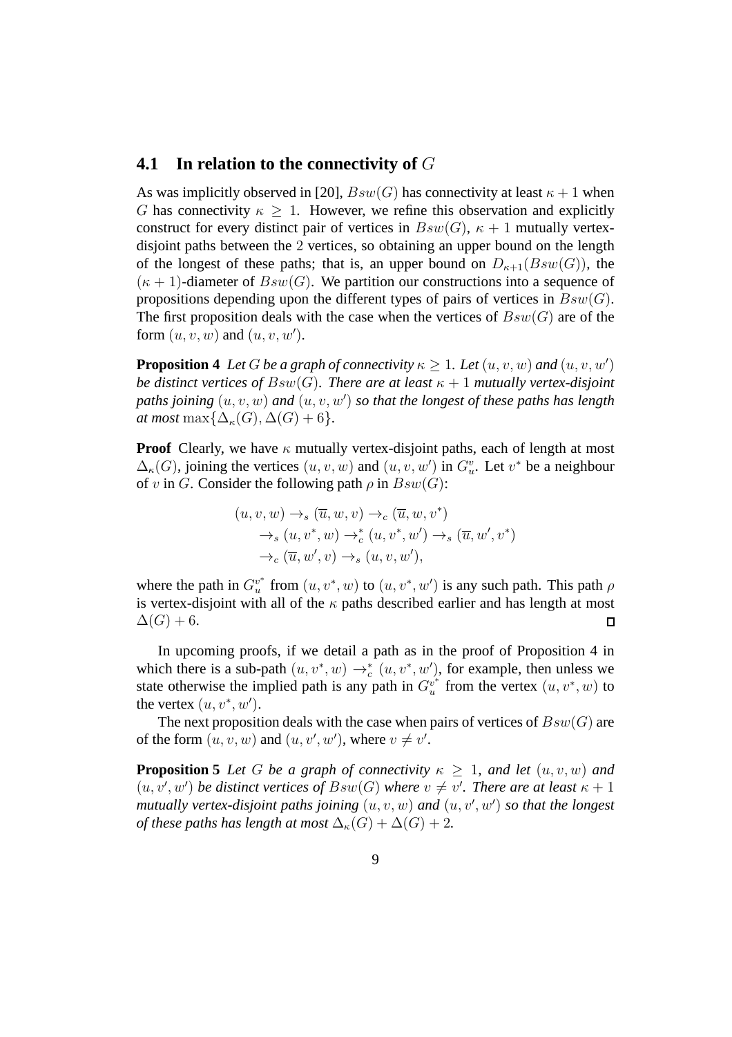### 4.1 In relation to the connectivity of $G$

As was implicitly observed in [20], $Bsw(G)$ has connectivity at least $\kappa + 1$ when $G$ has connectivity $\kappa \geq 1$. However, we refine this observation and explicitly construct for every distinct pair of vertices in $Bsw(G)$, $\kappa + 1$ mutually vertex-disjoint paths between the 2 vertices, so obtaining an upper bound on the length of the longest of these paths; that is, an upper bound on $D_{\kappa+1}(Bsw(G))$, the $(\kappa+1)$-diameter of $Bsw(G)$. We partition our constructions into a sequence of propositions depending upon the different types of pairs of vertices in $Bsw(G)$. The first proposition deals with the case when the vertices of $Bsw(G)$ are of the form $(u, v, w)$ and $(u, v, w')$.

**Proposition 4** *Let $G$ be a graph of connectivity $\kappa \geq 1$. Let $(u, v, w)$ and $(u, v, w')$ be distinct vertices of $Bsw(G)$. There are at least $\kappa + 1$ mutually vertex-disjoint paths joining $(u, v, w)$ and $(u, v, w')$ so that the longest of these paths has length at most $\max\{\Delta_\kappa(G), \Delta(G) + 6\}$.*

**Proof** Clearly, we have $\kappa$ mutually vertex-disjoint paths, each of length at most $\Delta_\kappa(G)$, joining the vertices $(u, v, w)$ and $(u, v, w')$ in $G_u^v$. Let $v^*$ be a neighbour of $v$ in $G$. Consider the following path $\rho$ in $Bsw(G)$:

$$
\begin{aligned}
(u, v, w) &\rightarrow_s (\overline{u}, w, v) \rightarrow_c (\overline{u}, w, v^*) \\
&\rightarrow_s (u, v^*, w) \rightarrow_c^* (u, v^*, w') \rightarrow_s (\overline{u}, w', v^*) \\
&\rightarrow_c (\overline{u}, w', v) \rightarrow_s (u, v, w'),
\end{aligned}
$$

where the path in $G_u^{v^*}$ from $(u, v^*, w)$ to $(u, v^*, w')$ is any such path. This path $\rho$ is vertex-disjoint with all of the $\kappa$ paths described earlier and has length at most $\Delta(G) + 6$. $\square$

In upcoming proofs, if we detail a path as in the proof of Proposition 4 in which there is a sub-path $(u, v^*, w) \rightarrow_c^* (u, v^*, w')$, for example, then unless we state otherwise the implied path is any path in $G_u^{v^*}$ from the vertex $(u, v^*, w)$ to the vertex $(u, v^*, w')$.

The next proposition deals with the case when pairs of vertices of $Bsw(G)$ are of the form $(u, v, w)$ and $(u, v', w')$, where $v \neq v'$.

**Proposition 5** *Let $G$ be a graph of connectivity $\kappa \geq 1$, and let $(u, v, w)$ and $(u, v', w')$ be distinct vertices of $Bsw(G)$ where $v \neq v'$. There are at least $\kappa + 1$ mutually vertex-disjoint paths joining $(u, v, w)$ and $(u, v', w')$ so that the longest of these paths has length at most $\Delta_\kappa(G) + \Delta(G) + 2$.*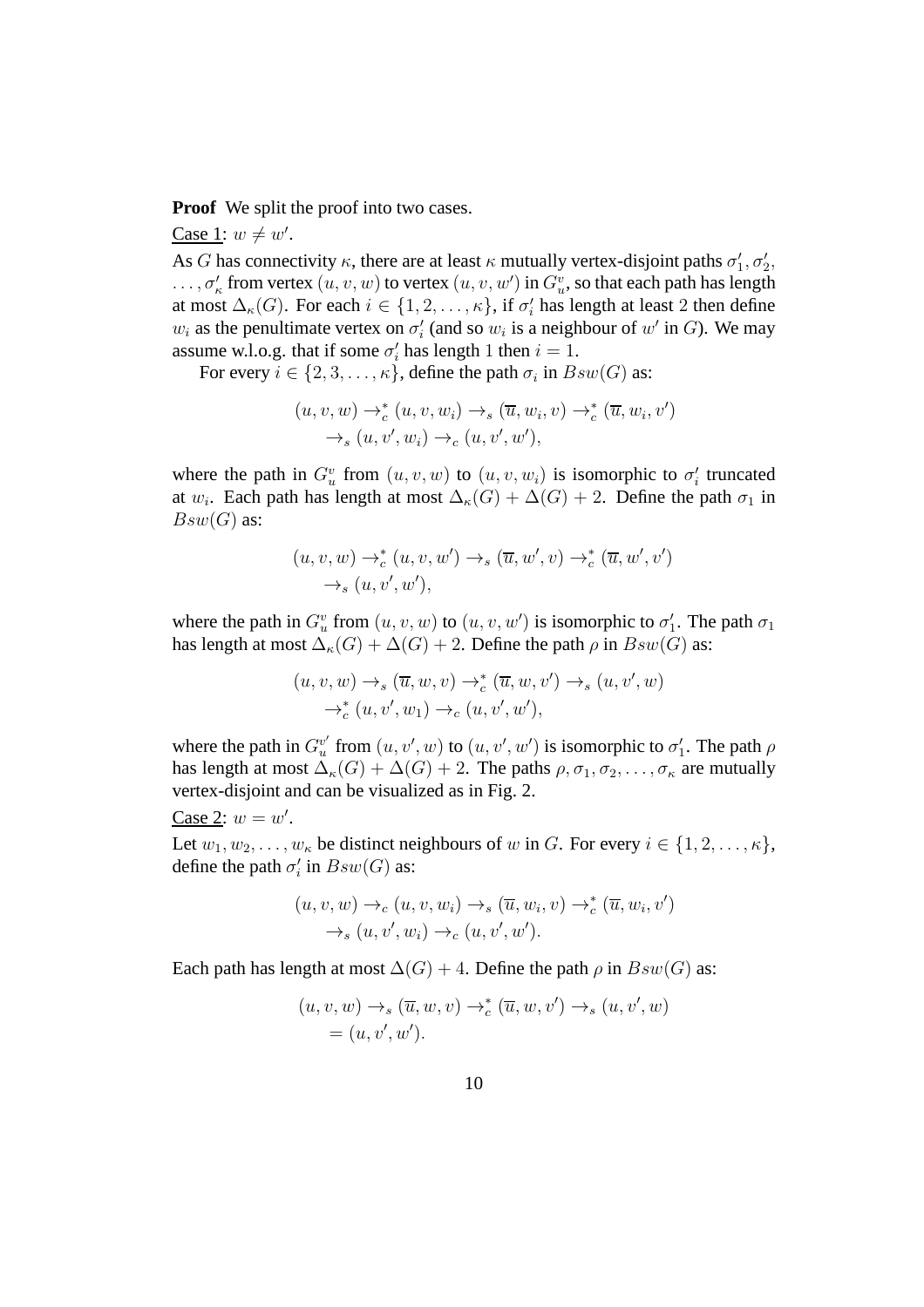**Proof** We split the proof into two cases.

Case 1: $w \neq w'$.

As $G$ has connectivity $\kappa$, there are at least $\kappa$ mutually vertex-disjoint paths $\sigma'_1, \sigma'_2, \ldots, \sigma'_\kappa$ from vertex $(u, v, w)$ to vertex $(u, v, w')$ in $G_u^v$, so that each path has length at most $\Delta_\kappa(G)$. For each $i \in \{1, 2, \ldots, \kappa\}$, if $\sigma'_i$ has length at least 2 then define $w_i$ as the penultimate vertex on $\sigma'_i$ (and so $w_i$ is a neighbour of $w'$ in $G$). We may assume w.l.o.g. that if some $\sigma'_i$ has length 1 then $i = 1$.

For every $i \in \{2, 3, \ldots, \kappa\}$, define the path $\sigma_i$ in $Bsw(G)$ as:

$$
\begin{aligned}
&(u, v, w) \rightarrow_c^* (u, v, w_i) \rightarrow_s (\overline{u}, w_i, v) \rightarrow_c^* (\overline{u}, w_i, v') \\
&\quad \rightarrow_s (u, v', w_i) \rightarrow_c (u, v', w'),
\end{aligned}
$$

where the path in $G_u^v$ from $(u, v, w)$ to $(u, v, w_i)$ is isomorphic to $\sigma'_i$ truncated at $w_i$. Each path has length at most $\Delta_\kappa(G) + \Delta(G) + 2$. Define the path $\sigma_1$ in $Bsw(G)$ as:

$$
\begin{aligned}
&(u, v, w) \rightarrow_c^* (u, v, w') \rightarrow_s (\overline{u}, w', v) \rightarrow_c^* (\overline{u}, w', v') \\
&\quad \rightarrow_s (u, v', w'),
\end{aligned}
$$

where the path in $G_u^v$ from $(u, v, w)$ to $(u, v, w')$ is isomorphic to $\sigma'_1$. The path $\sigma_1$ has length at most $\Delta_\kappa(G) + \Delta(G) + 2$. Define the path $\rho$ in $Bsw(G)$ as:

$$
\begin{aligned}
&(u, v, w) \rightarrow_s (\overline{u}, w, v) \rightarrow_c^* (\overline{u}, w, v') \rightarrow_s (u, v', w) \\
&\quad \rightarrow_c^* (u, v', w_1) \rightarrow_c (u, v', w'),
\end{aligned}
$$

where the path in $G_u^{v'}$ from $(u, v', w)$ to $(u, v', w')$ is isomorphic to $\sigma'_1$. The path $\rho$ has length at most $\Delta_\kappa(G) + \Delta(G) + 2$. The paths $\rho, \sigma_1, \sigma_2, \ldots, \sigma_\kappa$ are mutually vertex-disjoint and can be visualized as in Fig. 2.

Case 2: $w = w'$.

Let $w_1, w_2, \ldots, w_\kappa$ be distinct neighbours of $w$ in $G$. For every $i \in \{1, 2, \ldots, \kappa\}$, define the path $\sigma'_i$ in $Bsw(G)$ as:

$$
\begin{aligned}
&(u, v, w) \rightarrow_c (u, v, w_i) \rightarrow_s (\overline{u}, w_i, v) \rightarrow_c^* (\overline{u}, w_i, v') \\
&\quad \rightarrow_s (u, v', w_i) \rightarrow_c (u, v', w').
\end{aligned}
$$

Each path has length at most $\Delta(G) + 4$. Define the path $\rho$ in $Bsw(G)$ as:

$$
\begin{aligned}
&(u, v, w) \rightarrow_s (\overline{u}, w, v) \rightarrow_c^* (\overline{u}, w, v') \rightarrow_s (u, v', w) \\
&\quad = (u, v', w').
\end{aligned}
$$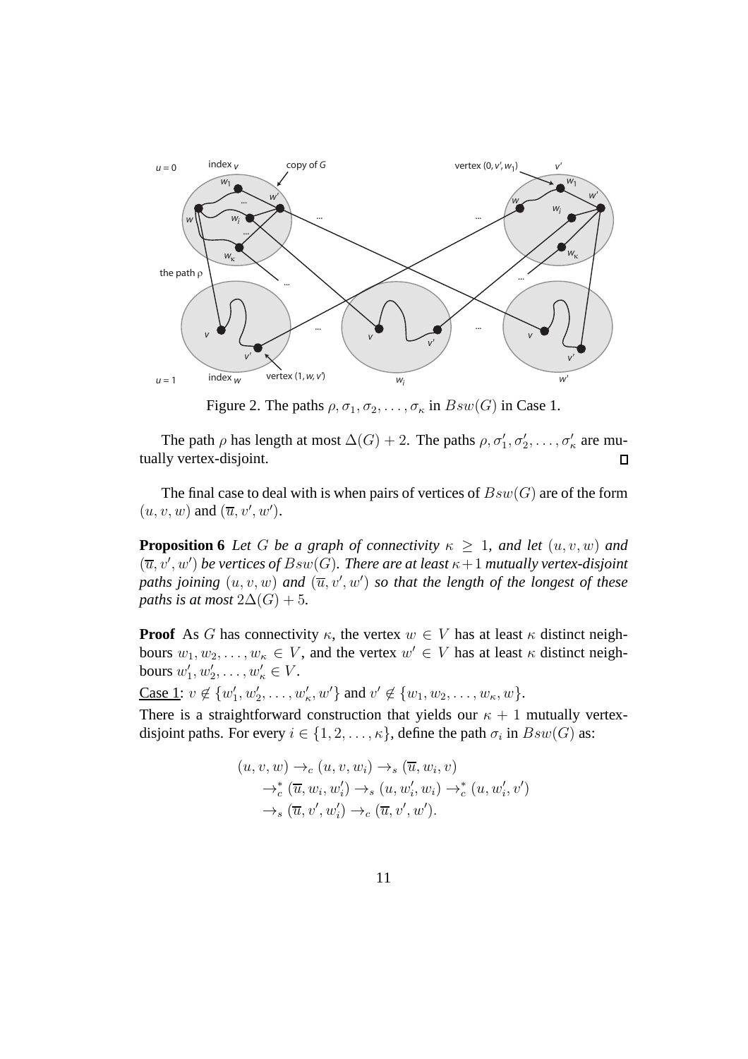$u = 0$

index $v$

copy of $G$

vertex $(0, v', w_1)$

$v'$

$w_1$

$w'$

$w$

$w_i$

$w_\kappa$

the path $\rho$

$v$

$v'$

vertex $(1, w, v')$

index $w$

$u = 1$

$w_i$

$w'$

Figure 2. The paths $\rho, \sigma_1, \sigma_2, \ldots, \sigma_\kappa$ in $Bsw(G)$ in Case 1.

The path $\rho$ has length at most $\Delta(G) + 2$. The paths $\rho, \sigma'_1, \sigma'_2, \ldots, \sigma'_\kappa$ are mutually vertex-disjoint. $\square$

The final case to deal with is when pairs of vertices of $Bsw(G)$ are of the form $(u, v, w)$ and $(\overline{u}, v', w')$.

**Proposition 6** *Let $G$ be a graph of connectivity $\kappa \geq 1$, and let $(u, v, w)$ and $(\overline{u}, v', w')$ be vertices of $Bsw(G)$. There are at least $\kappa + 1$ mutually vertex-disjoint paths joining $(u, v, w)$ and $(\overline{u}, v', w')$ so that the length of the longest of these paths is at most $2\Delta(G) + 5$.*

**Proof** As $G$ has connectivity $\kappa$, the vertex $w \in V$ has at least $\kappa$ distinct neighbours $w_1, w_2, \ldots, w_\kappa \in V$, and the vertex $w' \in V$ has at least $\kappa$ distinct neighbours $w'_1, w'_2, \ldots, w'_\kappa \in V$.

Case 1: $v \notin \{w'_1, w'_2, \ldots, w'_\kappa, w'\}$ and $v' \notin \{w_1, w_2, \ldots, w_\kappa, w\}$.

There is a straightforward construction that yields our $\kappa + 1$ mutually vertex-disjoint paths. For every $i \in \{1, 2, \ldots, \kappa\}$, define the path $\sigma_i$ in $Bsw(G)$ as:

$$
\begin{aligned}
&(u, v, w) \rightarrow_c (u, v, w_i) \rightarrow_s (\overline{u}, w_i, v) \\
&\quad \rightarrow_c^* (\overline{u}, w_i, w'_i) \rightarrow_s (u, w'_i, w_i) \rightarrow_c^* (u, w'_i, v') \\
&\quad \rightarrow_s (\overline{u}, v', w'_i) \rightarrow_c (\overline{u}, v', w').
\end{aligned}
$$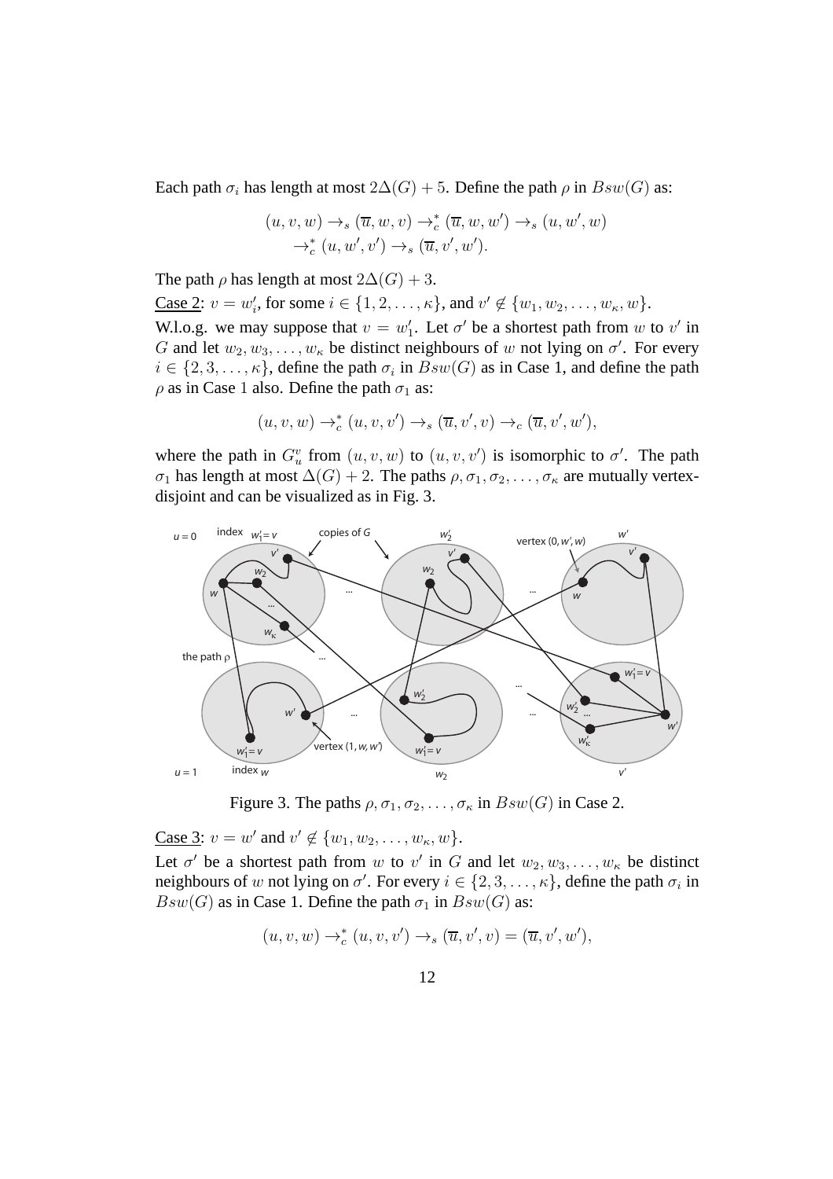Each path $\sigma_i$ has length at most $2\Delta(G) + 5$. Define the path $\rho$ in $Bsw(G)$ as:

$$(u, v, w) \to_s (\overline{u}, w, v) \to_c^* (\overline{u}, w, w') \to_s (u, w', w) \\ \to_c^* (u, w', v') \to_s (\overline{u}, v', w').$$

The path $\rho$ has length at most $2\Delta(G) + 3$.

Case 2: $v = w'_i$, for some $i \in \{1, 2, \ldots, \kappa\}$, and $v' \notin \{w_1, w_2, \ldots, w_\kappa, w\}$.

W.l.o.g. we may suppose that $v = w'_1$. Let $\sigma'$ be a shortest path from $w$ to $v'$ in $G$ and let $w_2, w_3, \ldots, w_\kappa$ be distinct neighbours of $w$ not lying on $\sigma'$. For every $i \in \{2, 3, \ldots, \kappa\}$, define the path $\sigma_i$ in $Bsw(G)$ as in Case 1, and define the path $\rho$ as in Case 1 also. Define the path $\sigma_1$ as:

$$(u, v, w) \to_c^* (u, v, v') \to_s (\overline{u}, v', v) \to_c (\overline{u}, v', w'),$$

where the path in $G_u^v$ from $(u, v, w)$ to $(u, v, v')$ is isomorphic to $\sigma'$. The path $\sigma_1$ has length at most $\Delta(G) + 2$. The paths $\rho, \sigma_1, \sigma_2, \ldots, \sigma_\kappa$ are mutually vertex-disjoint and can be visualized as in Fig. 3.

$u = 0$
index $w'_1 = v$
copies of $G$
$w'_2$
vertex $(0, w', w)$
$w'$
$v'$
$w_2$
$w$
...
$w_\kappa$
the path $\rho$
$w'_1 = v$
$w'_2$
$w'$
$w'_\kappa$
vertex $(1, w, w')$
$u = 1$
index $w$
$w_2$
$v'$

Figure 3. The paths $\rho, \sigma_1, \sigma_2, \ldots, \sigma_\kappa$ in $Bsw(G)$ in Case 2.

Case 3: $v = w'$ and $v' \notin \{w_1, w_2, \ldots, w_\kappa, w\}$.

Let $\sigma'$ be a shortest path from $w$ to $v'$ in $G$ and let $w_2, w_3, \ldots, w_\kappa$ be distinct neighbours of $w$ not lying on $\sigma'$. For every $i \in \{2, 3, \ldots, \kappa\}$, define the path $\sigma_i$ in $Bsw(G)$ as in Case 1. Define the path $\sigma_1$ in $Bsw(G)$ as:

$$(u, v, w) \to_c^* (u, v, v') \to_s (\overline{u}, v', v) = (\overline{u}, v', w'),$$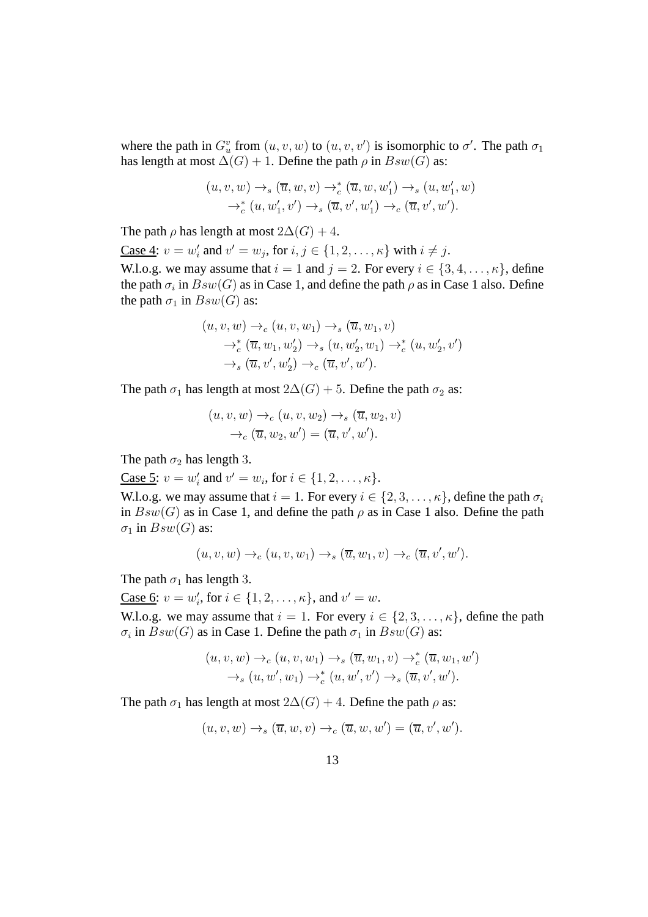where the path in $G_u^v$ from $(u, v, w)$ to $(u, v, v')$ is isomorphic to $\sigma'$. The path $\sigma_1$ has length at most $\Delta(G) + 1$. Define the path $\rho$ in $Bsw(G)$ as:

$$
\begin{aligned}
(u, v, w) &\rightarrow_s (\overline{u}, w, v) \rightarrow_c^* (\overline{u}, w, w_1') \rightarrow_s (u, w_1', w) \\
&\rightarrow_c^* (u, w_1', v') \rightarrow_s (\overline{u}, v', w_1') \rightarrow_c (\overline{u}, v', w').
\end{aligned}
$$

The path $\rho$ has length at most $2\Delta(G) + 4$.

<u>Case 4</u>: $v = w_i'$ and $v' = w_j$, for $i, j \in \{1, 2, \ldots, \kappa\}$ with $i \neq j$.

W.l.o.g. we may assume that $i = 1$ and $j = 2$. For every $i \in \{3, 4, \ldots, \kappa\}$, define the path $\sigma_i$ in $Bsw(G)$ as in Case 1, and define the path $\rho$ as in Case 1 also. Define the path $\sigma_1$ in $Bsw(G)$ as:

$$
\begin{aligned}
(u, v, w) &\rightarrow_c (u, v, w_1) \rightarrow_s (\overline{u}, w_1, v) \\
&\rightarrow_c^* (\overline{u}, w_1, w_2') \rightarrow_s (u, w_2', w_1) \rightarrow_c^* (u, w_2', v') \\
&\rightarrow_s (\overline{u}, v', w_2') \rightarrow_c (\overline{u}, v', w').
\end{aligned}
$$

The path $\sigma_1$ has length at most $2\Delta(G) + 5$. Define the path $\sigma_2$ as:

$$
\begin{aligned}
(u, v, w) &\rightarrow_c (u, v, w_2) \rightarrow_s (\overline{u}, w_2, v) \\
&\rightarrow_c (\overline{u}, w_2, w') = (\overline{u}, v', w').
\end{aligned}
$$

The path $\sigma_2$ has length $3$.

<u>Case 5</u>: $v = w_i'$ and $v' = w_i$, for $i \in \{1, 2, \ldots, \kappa\}$.

W.l.o.g. we may assume that $i = 1$. For every $i \in \{2, 3, \ldots, \kappa\}$, define the path $\sigma_i$ in $Bsw(G)$ as in Case 1, and define the path $\rho$ as in Case 1 also. Define the path $\sigma_1$ in $Bsw(G)$ as:

$$
(u, v, w) \rightarrow_c (u, v, w_1) \rightarrow_s (\overline{u}, w_1, v) \rightarrow_c (\overline{u}, v', w').
$$

The path $\sigma_1$ has length $3$.

<u>Case 6</u>: $v = w_i'$, for $i \in \{1, 2, \ldots, \kappa\}$, and $v' = w$.

W.l.o.g. we may assume that $i = 1$. For every $i \in \{2, 3, \ldots, \kappa\}$, define the path $\sigma_i$ in $Bsw(G)$ as in Case 1. Define the path $\sigma_1$ in $Bsw(G)$ as:

$$
\begin{aligned}
(u, v, w) &\rightarrow_c (u, v, w_1) \rightarrow_s (\overline{u}, w_1, v) \rightarrow_c^* (\overline{u}, w_1, w') \\
&\rightarrow_s (u, w', w_1) \rightarrow_c^* (u, w', v') \rightarrow_s (\overline{u}, v', w').
\end{aligned}
$$

The path $\sigma_1$ has length at most $2\Delta(G) + 4$. Define the path $\rho$ as:

$$
(u, v, w) \rightarrow_s (\overline{u}, w, v) \rightarrow_c (\overline{u}, w, w') = (\overline{u}, v', w').
$$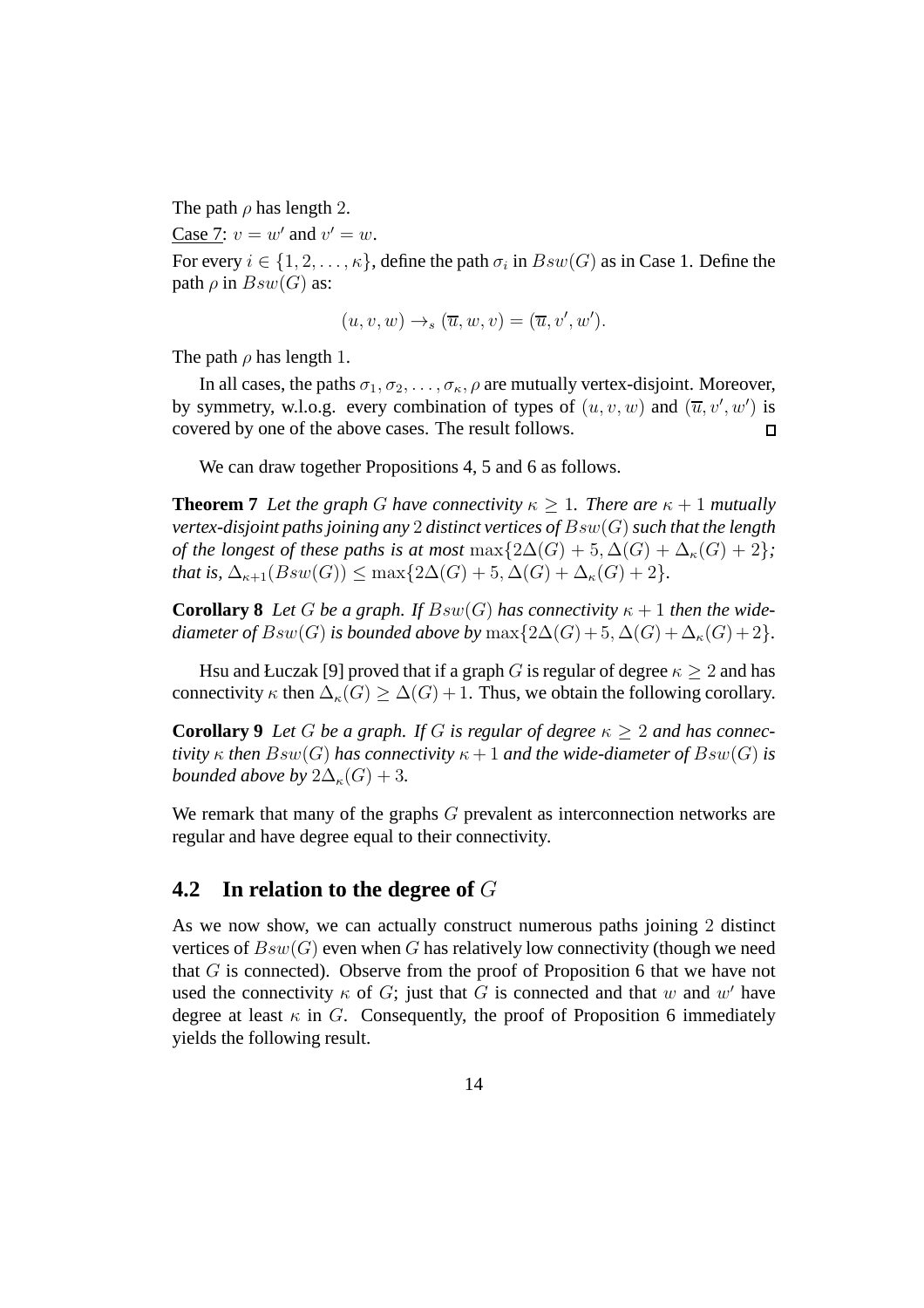The path $\rho$ has length 2.

Case 7: $v = w'$ and $v' = w$.

For every $i \in \{1, 2, \ldots, \kappa\}$, define the path $\sigma_i$ in $Bsw(G)$ as in Case 1. Define the path $\rho$ in $Bsw(G)$ as:

$$(u, v, w) \rightarrow_s (\overline{u}, w, v) = (\overline{u}, v', w').$$

The path $\rho$ has length 1.

In all cases, the paths $\sigma_1, \sigma_2, \ldots, \sigma_\kappa, \rho$ are mutually vertex-disjoint. Moreover, by symmetry, w.l.o.g. every combination of types of $(u, v, w)$ and $(\overline{u}, v', w')$ is covered by one of the above cases. The result follows. $\square$

We can draw together Propositions 4, 5 and 6 as follows.

**Theorem 7** *Let the graph $G$ have connectivity $\kappa \geq 1$. There are $\kappa + 1$ mutually vertex-disjoint paths joining any 2 distinct vertices of $Bsw(G)$ such that the length of the longest of these paths is at most $\max\{2\Delta(G) + 5, \Delta(G) + \Delta_\kappa(G) + 2\}$; that is, $\Delta_{\kappa+1}(Bsw(G)) \leq \max\{2\Delta(G) + 5, \Delta(G) + \Delta_\kappa(G) + 2\}$.*

**Corollary 8** *Let $G$ be a graph. If $Bsw(G)$ has connectivity $\kappa + 1$ then the wide-diameter of $Bsw(G)$ is bounded above by $\max\{2\Delta(G) + 5, \Delta(G) + \Delta_\kappa(G) + 2\}$.*

Hsu and Łuczak [9] proved that if a graph $G$ is regular of degree $\kappa \geq 2$ and has connectivity $\kappa$ then $\Delta_\kappa(G) \geq \Delta(G) + 1$. Thus, we obtain the following corollary.

**Corollary 9** *Let $G$ be a graph. If $G$ is regular of degree $\kappa \geq 2$ and has connectivity $\kappa$ then $Bsw(G)$ has connectivity $\kappa + 1$ and the wide-diameter of $Bsw(G)$ is bounded above by $2\Delta_\kappa(G) + 3$.*

We remark that many of the graphs $G$ prevalent as interconnection networks are regular and have degree equal to their connectivity.

## 4.2 In relation to the degree of $G$

As we now show, we can actually construct numerous paths joining 2 distinct vertices of $Bsw(G)$ even when $G$ has relatively low connectivity (though we need that $G$ is connected). Observe from the proof of Proposition 6 that we have not used the connectivity $\kappa$ of $G$; just that $G$ is connected and that $w$ and $w'$ have degree at least $\kappa$ in $G$. Consequently, the proof of Proposition 6 immediately yields the following result.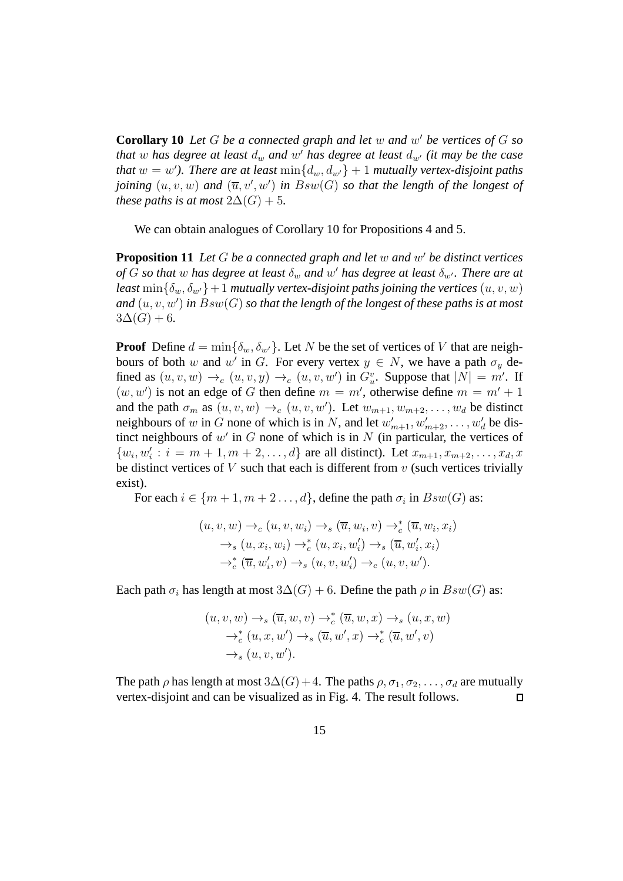**Corollary 10** *Let $G$ be a connected graph and let $w$ and $w'$ be vertices of $G$ so that $w$ has degree at least $d_w$ and $w'$ has degree at least $d_{w'}$ (it may be the case that $w = w'$). There are at least $\min\{d_w, d_{w'}\} + 1$ mutually vertex-disjoint paths joining $(u, v, w)$ and $(\overline{u}, v', w')$ in $Bsw(G)$ so that the length of the longest of these paths is at most $2\Delta(G) + 5$.*

We can obtain analogues of Corollary 10 for Propositions 4 and 5.

**Proposition 11** *Let $G$ be a connected graph and let $w$ and $w'$ be distinct vertices of $G$ so that $w$ has degree at least $\delta_w$ and $w'$ has degree at least $\delta_{w'}$. There are at least $\min\{\delta_w, \delta_{w'}\} + 1$ mutually vertex-disjoint paths joining the vertices $(u, v, w)$ and $(u, v, w')$ in $Bsw(G)$ so that the length of the longest of these paths is at most $3\Delta(G) + 6$.*

**Proof** Define $d = \min\{\delta_w, \delta_{w'}\}$. Let $N$ be the set of vertices of $V$ that are neighbours of both $w$ and $w'$ in $G$. For every vertex $y \in N$, we have a path $\sigma_y$ defined as $(u, v, w) \to_c (u, v, y) \to_c (u, v, w')$ in $G_u^v$. Suppose that $|N| = m'$. If $(w, w')$ is not an edge of $G$ then define $m = m'$, otherwise define $m = m' + 1$ and the path $\sigma_m$ as $(u, v, w) \to_c (u, v, w')$. Let $w_{m+1}, w_{m+2}, \ldots, w_d$ be distinct neighbours of $w$ in $G$ none of which is in $N$, and let $w'_{m+1}, w'_{m+2}, \ldots, w'_d$ be distinct neighbours of $w'$ in $G$ none of which is in $N$ (in particular, the vertices of $\{w_i, w'_i : i = m + 1, m + 2, \ldots, d\}$ are all distinct). Let $x_{m+1}, x_{m+2}, \ldots, x_d, x$ be distinct vertices of $V$ such that each is different from $v$ (such vertices trivially exist).

For each $i \in \{m + 1, m + 2 \ldots, d\}$, define the path $\sigma_i$ in $Bsw(G)$ as:

$$
\begin{aligned}
(u, v, w) &\to_c (u, v, w_i) \to_s (\overline{u}, w_i, v) \to_c^* (\overline{u}, w_i, x_i) \\
&\to_s (u, x_i, w_i) \to_c^* (u, x_i, w'_i) \to_s (\overline{u}, w'_i, x_i) \\
&\to_c^* (\overline{u}, w'_i, v) \to_s (u, v, w'_i) \to_c (u, v, w').
\end{aligned}
$$

Each path $\sigma_i$ has length at most $3\Delta(G) + 6$. Define the path $\rho$ in $Bsw(G)$ as:

$$
\begin{aligned}
(u, v, w) &\to_s (\overline{u}, w, v) \to_c^* (\overline{u}, w, x) \to_s (u, x, w) \\
&\to_c^* (u, x, w') \to_s (\overline{u}, w', x) \to_c^* (\overline{u}, w', v) \\
&\to_s (u, v, w').
\end{aligned}
$$

The path $\rho$ has length at most $3\Delta(G) + 4$. The paths $\rho, \sigma_1, \sigma_2, \ldots, \sigma_d$ are mutually vertex-disjoint and can be visualized as in Fig. 4. The result follows. $\square$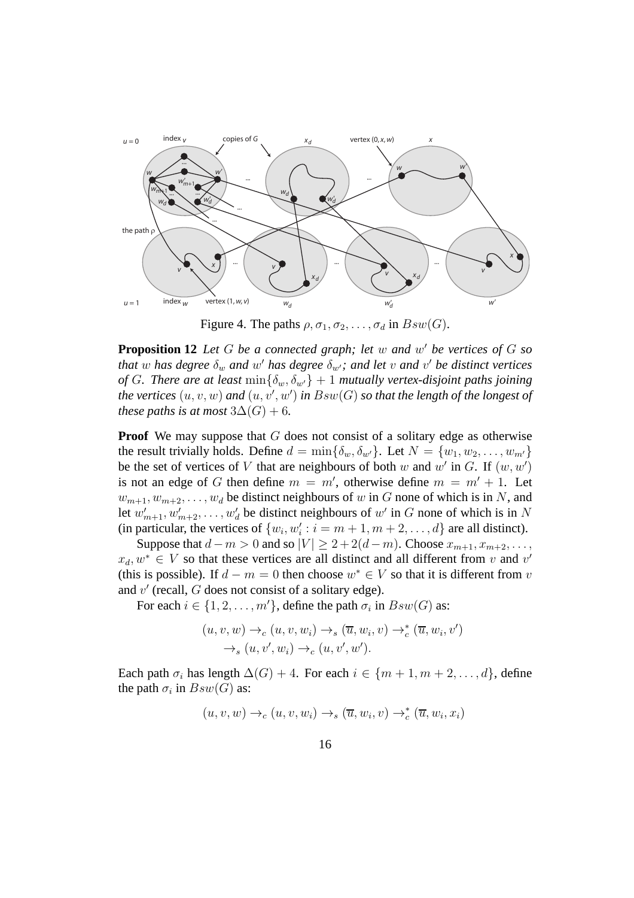u = 0
index v
copies of G
$x_d$
vertex (0, x, w)
x
w
w′
$w'_{m+1}$
$w_{m+1}$
$w_d$
$w'_d$
$w_d$
$w'_d$
w
w′
the path ρ
v
x
v
$x_d$
v
$x_d$
v
x
u = 1
index w
vertex (1, w, v)
$w_d$
$w'_d$
w′

Figure 4. The paths $\rho, \sigma_1, \sigma_2, \ldots, \sigma_d$ in $Bsw(G)$.

**Proposition 12** *Let $G$ be a connected graph; let $w$ and $w'$ be vertices of $G$ so that $w$ has degree $\delta_w$ and $w'$ has degree $\delta_{w'}$; and let $v$ and $v'$ be distinct vertices of $G$. There are at least $\min\{\delta_w, \delta_{w'}\} + 1$ mutually vertex-disjoint paths joining the vertices $(u, v, w)$ and $(u, v', w')$ in $Bsw(G)$ so that the length of the longest of these paths is at most $3\Delta(G) + 6$.*

**Proof** We may suppose that $G$ does not consist of a solitary edge as otherwise the result trivially holds. Define $d = \min\{\delta_w, \delta_{w'}\}$. Let $N = \{w_1, w_2, \ldots, w_{m'}\}$ be the set of vertices of $V$ that are neighbours of both $w$ and $w'$ in $G$. If $(w, w')$ is not an edge of $G$ then define $m = m'$, otherwise define $m = m' + 1$. Let $w_{m+1}, w_{m+2}, \ldots, w_d$ be distinct neighbours of $w$ in $G$ none of which is in $N$, and let $w'_{m+1}, w'_{m+2}, \ldots, w'_d$ be distinct neighbours of $w'$ in $G$ none of which is in $N$ (in particular, the vertices of $\{w_i, w'_i : i = m+1, m+2, \ldots, d\}$ are all distinct).

Suppose that $d - m > 0$ and so $|V| \geq 2 + 2(d - m)$. Choose $x_{m+1}, x_{m+2}, \ldots, x_d, w^* \in V$ so that these vertices are all distinct and all different from $v$ and $v'$ (this is possible). If $d - m = 0$ then choose $w^* \in V$ so that it is different from $v$ and $v'$ (recall, $G$ does not consist of a solitary edge).

For each $i \in \{1, 2, \ldots, m'\}$, define the path $\sigma_i$ in $Bsw(G)$ as:

$$(u, v, w) \to_c (u, v, w_i) \to_s (\overline{u}, w_i, v) \to_c^* (\overline{u}, w_i, v')$$
$$\to_s (u, v', w_i) \to_c (u, v', w').$$

Each path $\sigma_i$ has length $\Delta(G) + 4$. For each $i \in \{m+1, m+2, \ldots, d\}$, define the path $\sigma_i$ in $Bsw(G)$ as:

$$(u, v, w) \to_c (u, v, w_i) \to_s (\overline{u}, w_i, v) \to_c^* (\overline{u}, w_i, x_i)$$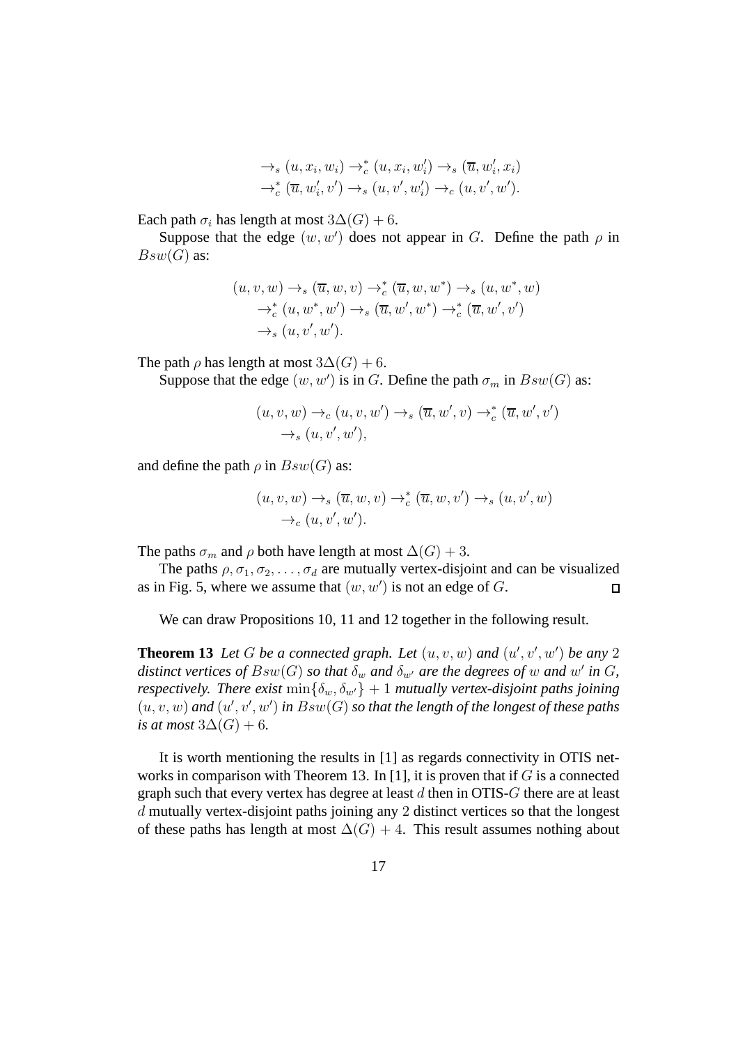$$
\begin{aligned}
&\rightarrow_s (u, x_i, w_i) \rightarrow_c^* (u, x_i, w_i') \rightarrow_s (\overline{u}, w_i', x_i) \\
&\rightarrow_c^* (\overline{u}, w_i', v') \rightarrow_s (u, v', w_i') \rightarrow_c (u, v', w').
\end{aligned}
$$

Each path $\sigma_i$ has length at most $3\Delta(G) + 6$.

Suppose that the edge $(w, w')$ does not appear in $G$. Define the path $\rho$ in $Bsw(G)$ as:

$$
\begin{aligned}
&(u, v, w) \rightarrow_s (\overline{u}, w, v) \rightarrow_c^* (\overline{u}, w, w^*) \rightarrow_s (u, w^*, w) \\
&\rightarrow_c^* (u, w^*, w') \rightarrow_s (\overline{u}, w', w^*) \rightarrow_c^* (\overline{u}, w', v') \\
&\rightarrow_s (u, v', w').
\end{aligned}
$$

The path $\rho$ has length at most $3\Delta(G) + 6$.

Suppose that the edge $(w, w')$ is in $G$. Define the path $\sigma_m$ in $Bsw(G)$ as:

$$
\begin{aligned}
&(u, v, w) \rightarrow_c (u, v, w') \rightarrow_s (\overline{u}, w', v) \rightarrow_c^* (\overline{u}, w', v') \\
&\rightarrow_s (u, v', w'),
\end{aligned}
$$

and define the path $\rho$ in $Bsw(G)$ as:

$$
\begin{aligned}
&(u, v, w) \rightarrow_s (\overline{u}, w, v) \rightarrow_c^* (\overline{u}, w, v') \rightarrow_s (u, v', w) \\
&\rightarrow_c (u, v', w').
\end{aligned}
$$

The paths $\sigma_m$ and $\rho$ both have length at most $\Delta(G) + 3$.

The paths $\rho, \sigma_1, \sigma_2, \ldots, \sigma_d$ are mutually vertex-disjoint and can be visualized as in Fig. 5, where we assume that $(w, w')$ is not an edge of $G$. □

We can draw Propositions 10, 11 and 12 together in the following result.

**Theorem 13** *Let $G$ be a connected graph. Let $(u, v, w)$ and $(u', v', w')$ be any 2 distinct vertices of $Bsw(G)$ so that $\delta_w$ and $\delta_{w'}$ are the degrees of $w$ and $w'$ in $G$, respectively. There exist $\min\{\delta_w, \delta_{w'}\} + 1$ mutually vertex-disjoint paths joining $(u, v, w)$ and $(u', v', w')$ in $Bsw(G)$ so that the length of the longest of these paths is at most $3\Delta(G) + 6$.*

It is worth mentioning the results in [1] as regards connectivity in OTIS networks in comparison with Theorem 13. In [1], it is proven that if $G$ is a connected graph such that every vertex has degree at least $d$ then in OTIS-$G$ there are at least $d$ mutually vertex-disjoint paths joining any 2 distinct vertices so that the longest of these paths has length at most $\Delta(G) + 4$. This result assumes nothing about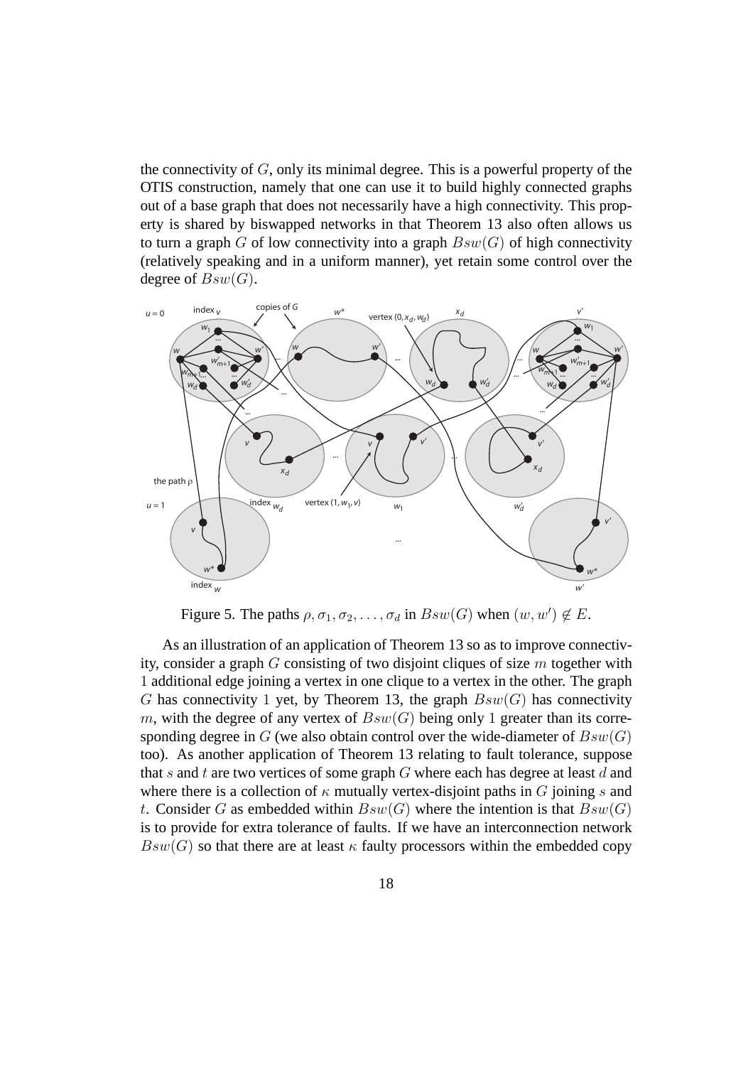the connectivity of $G$, only its minimal degree. This is a powerful property of the OTIS construction, namely that one can use it to build highly connected graphs out of a base graph that does not necessarily have a high connectivity. This property is shared by biswapped networks in that Theorem 13 also often allows us to turn a graph $G$ of low connectivity into a graph $Bsw(G)$ of high connectivity (relatively speaking and in a uniform manner), yet retain some control over the degree of $Bsw(G)$.

Figure 5. The paths $\rho, \sigma_1, \sigma_2, \ldots, \sigma_d$ in $Bsw(G)$ when $(w, w') \notin E$.

As an illustration of an application of Theorem 13 so as to improve connectivity, consider a graph $G$ consisting of two disjoint cliques of size $m$ together with 1 additional edge joining a vertex in one clique to a vertex in the other. The graph $G$ has connectivity 1 yet, by Theorem 13, the graph $Bsw(G)$ has connectivity $m$, with the degree of any vertex of $Bsw(G)$ being only 1 greater than its corresponding degree in $G$ (we also obtain control over the wide-diameter of $Bsw(G)$ too). As another application of Theorem 13 relating to fault tolerance, suppose that $s$ and $t$ are two vertices of some graph $G$ where each has degree at least $d$ and where there is a collection of $\kappa$ mutually vertex-disjoint paths in $G$ joining $s$ and $t$. Consider $G$ as embedded within $Bsw(G)$ where the intention is that $Bsw(G)$ is to provide for extra tolerance of faults. If we have an interconnection network $Bsw(G)$ so that there are at least $\kappa$ faulty processors within the embedded copy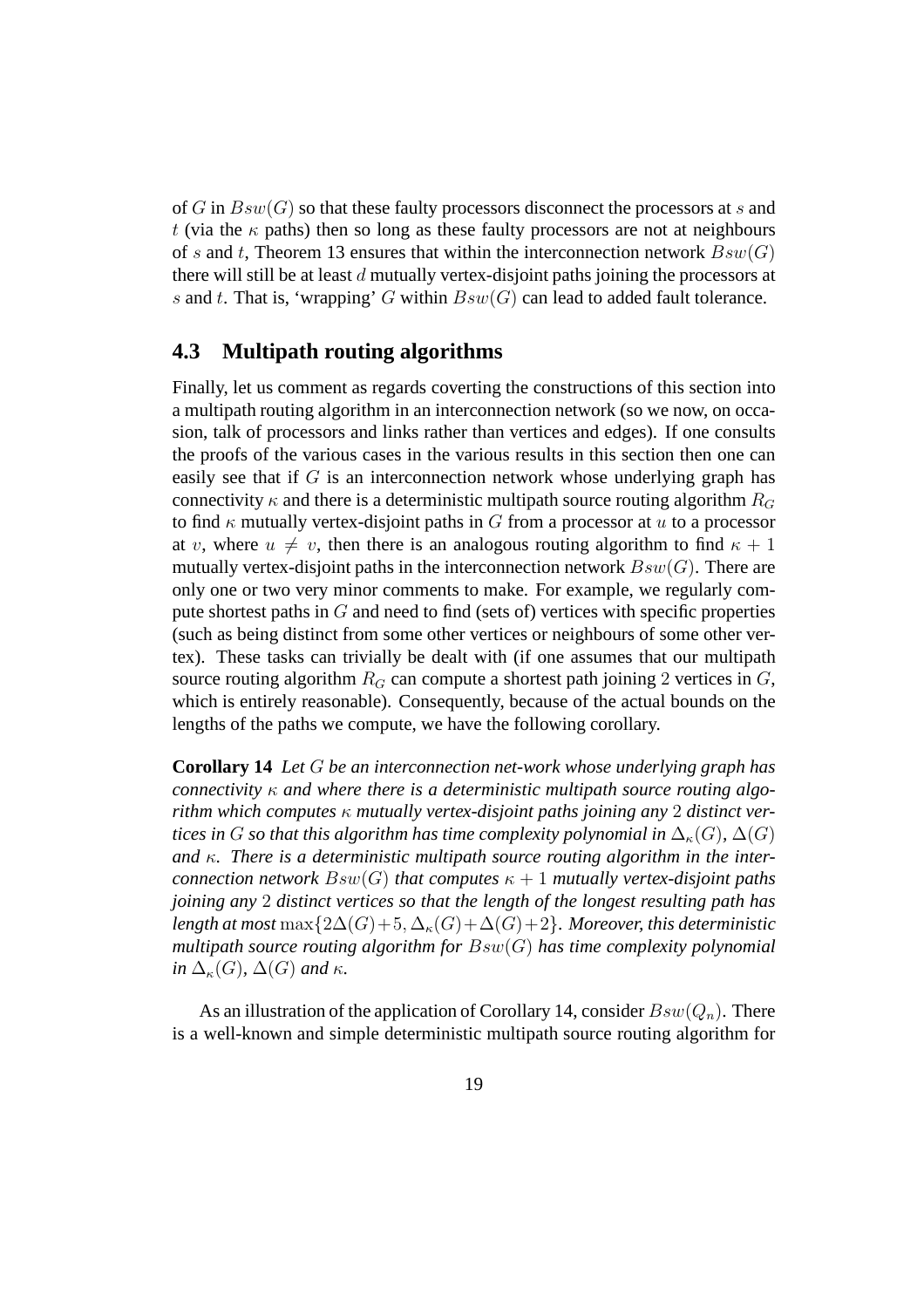of $G$ in $Bsw(G)$ so that these faulty processors disconnect the processors at $s$ and $t$ (via the $\kappa$ paths) then so long as these faulty processors are not at neighbours of $s$ and $t$, Theorem 13 ensures that within the interconnection network $Bsw(G)$ there will still be at least $d$ mutually vertex-disjoint paths joining the processors at $s$ and $t$. That is, 'wrapping' $G$ within $Bsw(G)$ can lead to added fault tolerance.

### 4.3 Multipath routing algorithms

Finally, let us comment as regards coverting the constructions of this section into a multipath routing algorithm in an interconnection network (so we now, on occasion, talk of processors and links rather than vertices and edges). If one consults the proofs of the various cases in the various results in this section then one can easily see that if $G$ is an interconnection network whose underlying graph has connectivity $\kappa$ and there is a deterministic multipath source routing algorithm $R_G$ to find $\kappa$ mutually vertex-disjoint paths in $G$ from a processor at $u$ to a processor at $v$, where $u \neq v$, then there is an analogous routing algorithm to find $\kappa + 1$ mutually vertex-disjoint paths in the interconnection network $Bsw(G)$. There are only one or two very minor comments to make. For example, we regularly compute shortest paths in $G$ and need to find (sets of) vertices with specific properties (such as being distinct from some other vertices or neighbours of some other vertex). These tasks can trivially be dealt with (if one assumes that our multipath source routing algorithm $R_G$ can compute a shortest path joining 2 vertices in $G$, which is entirely reasonable). Consequently, because of the actual bounds on the lengths of the paths we compute, we have the following corollary.

**Corollary 14** *Let $G$ be an interconnection net-work whose underlying graph has connectivity $\kappa$ and where there is a deterministic multipath source routing algorithm which computes $\kappa$ mutually vertex-disjoint paths joining any 2 distinct vertices in $G$ so that this algorithm has time complexity polynomial in $\Delta_\kappa(G)$, $\Delta(G)$ and $\kappa$. There is a deterministic multipath source routing algorithm in the interconnection network $Bsw(G)$ that computes $\kappa + 1$ mutually vertex-disjoint paths joining any 2 distinct vertices so that the length of the longest resulting path has length at most $\max\{2\Delta(G)+5, \Delta_\kappa(G)+\Delta(G)+2\}$. Moreover, this deterministic multipath source routing algorithm for $Bsw(G)$ has time complexity polynomial in $\Delta_\kappa(G)$, $\Delta(G)$ and $\kappa$.*

As an illustration of the application of Corollary 14, consider $Bsw(Q_n)$. There is a well-known and simple deterministic multipath source routing algorithm for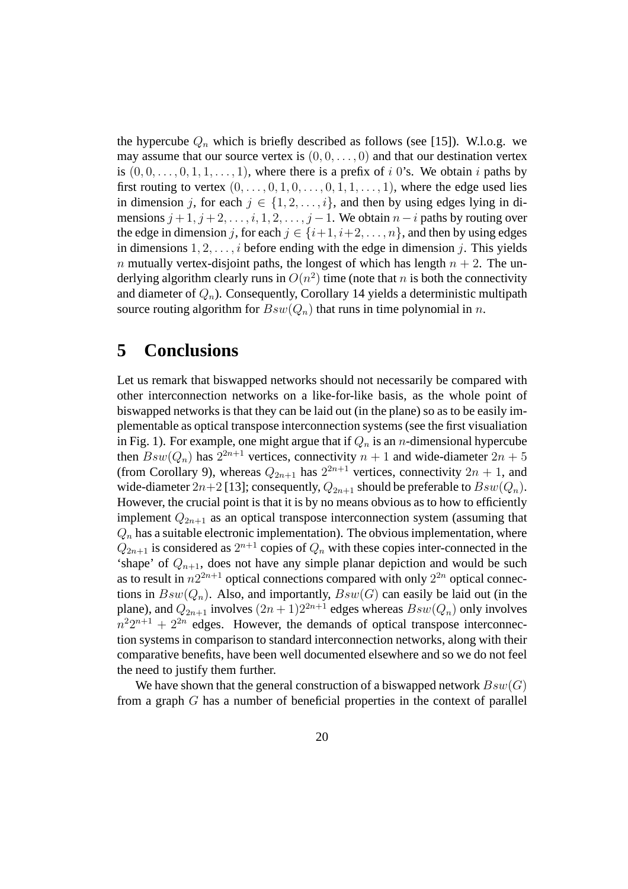the hypercube $Q_n$ which is briefly described as follows (see [15]). W.l.o.g. we may assume that our source vertex is $(0, 0, \ldots, 0)$ and that our destination vertex is $(0, 0, \ldots, 0, 1, 1, \ldots, 1)$, where there is a prefix of $i$ 0's. We obtain $i$ paths by first routing to vertex $(0, \ldots, 0, 1, 0, \ldots, 0, 1, 1, \ldots, 1)$, where the edge used lies in dimension $j$, for each $j \in \{1, 2, \ldots, i\}$, and then by using edges lying in dimensions $j+1, j+2, \ldots, i, 1, 2, \ldots, j-1$. We obtain $n-i$ paths by routing over the edge in dimension $j$, for each $j \in \{i+1, i+2, \ldots, n\}$, and then by using edges in dimensions $1, 2, \ldots, i$ before ending with the edge in dimension $j$. This yields $n$ mutually vertex-disjoint paths, the longest of which has length $n+2$. The underlying algorithm clearly runs in $O(n^2)$ time (note that $n$ is both the connectivity and diameter of $Q_n$). Consequently, Corollary 14 yields a deterministic multipath source routing algorithm for $Bsw(Q_n)$ that runs in time polynomial in $n$.

# 5 Conclusions

Let us remark that biswapped networks should not necessarily be compared with other interconnection networks on a like-for-like basis, as the whole point of biswapped networks is that they can be laid out (in the plane) so as to be easily implementable as optical transpose interconnection systems (see the first visualiation in Fig. 1). For example, one might argue that if $Q_n$ is an $n$-dimensional hypercube then $Bsw(Q_n)$ has $2^{2n+1}$ vertices, connectivity $n+1$ and wide-diameter $2n+5$ (from Corollary 9), whereas $Q_{2n+1}$ has $2^{2n+1}$ vertices, connectivity $2n+1$, and wide-diameter $2n+2$ [13]; consequently, $Q_{2n+1}$ should be preferable to $Bsw(Q_n)$. However, the crucial point is that it is by no means obvious as to how to efficiently implement $Q_{2n+1}$ as an optical transpose interconnection system (assuming that $Q_n$ has a suitable electronic implementation). The obvious implementation, where $Q_{2n+1}$ is considered as $2^{n+1}$ copies of $Q_n$ with these copies inter-connected in the 'shape' of $Q_{n+1}$, does not have any simple planar depiction and would be such as to result in $n2^{2n+1}$ optical connections compared with only $2^{2n}$ optical connections in $Bsw(Q_n)$. Also, and importantly, $Bsw(G)$ can easily be laid out (in the plane), and $Q_{2n+1}$ involves $(2n+1)2^{2n+1}$ edges whereas $Bsw(Q_n)$ only involves $n^2 2^{n+1} + 2^{2n}$ edges. However, the demands of optical transpose interconnection systems in comparison to standard interconnection networks, along with their comparative benefits, have been well documented elsewhere and so we do not feel the need to justify them further.

We have shown that the general construction of a biswapped network $Bsw(G)$ from a graph $G$ has a number of beneficial properties in the context of parallel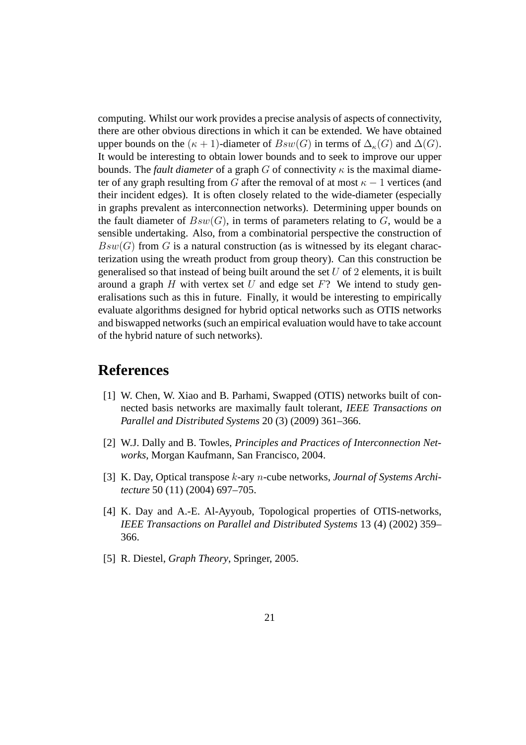computing. Whilst our work provides a precise analysis of aspects of connectivity, there are other obvious directions in which it can be extended. We have obtained upper bounds on the $(\kappa + 1)$-diameter of $Bsw(G)$ in terms of $\Delta_\kappa(G)$ and $\Delta(G)$. It would be interesting to obtain lower bounds and to seek to improve our upper bounds. The *fault diameter* of a graph $G$ of connectivity $\kappa$ is the maximal diameter of any graph resulting from $G$ after the removal of at most $\kappa - 1$ vertices (and their incident edges). It is often closely related to the wide-diameter (especially in graphs prevalent as interconnection networks). Determining upper bounds on the fault diameter of $Bsw(G)$, in terms of parameters relating to $G$, would be a sensible undertaking. Also, from a combinatorial perspective the construction of $Bsw(G)$ from $G$ is a natural construction (as is witnessed by its elegant characterization using the wreath product from group theory). Can this construction be generalised so that instead of being built around the set $U$ of 2 elements, it is built around a graph $H$ with vertex set $U$ and edge set $F$? We intend to study generalisations such as this in future. Finally, it would be interesting to empirically evaluate algorithms designed for hybrid optical networks such as OTIS networks and biswapped networks (such an empirical evaluation would have to take account of the hybrid nature of such networks).

# References

[1] W. Chen, W. Xiao and B. Parhami, Swapped (OTIS) networks built of connected basis networks are maximally fault tolerant, *IEEE Transactions on Parallel and Distributed Systems* 20 (3) (2009) 361–366.

[2] W.J. Dally and B. Towles, *Principles and Practices of Interconnection Networks*, Morgan Kaufmann, San Francisco, 2004.

[3] K. Day, Optical transpose $k$-ary $n$-cube networks, *Journal of Systems Architecture* 50 (11) (2004) 697–705.

[4] K. Day and A.-E. Al-Ayyoub, Topological properties of OTIS-networks, *IEEE Transactions on Parallel and Distributed Systems* 13 (4) (2002) 359–366.

[5] R. Diestel, *Graph Theory*, Springer, 2005.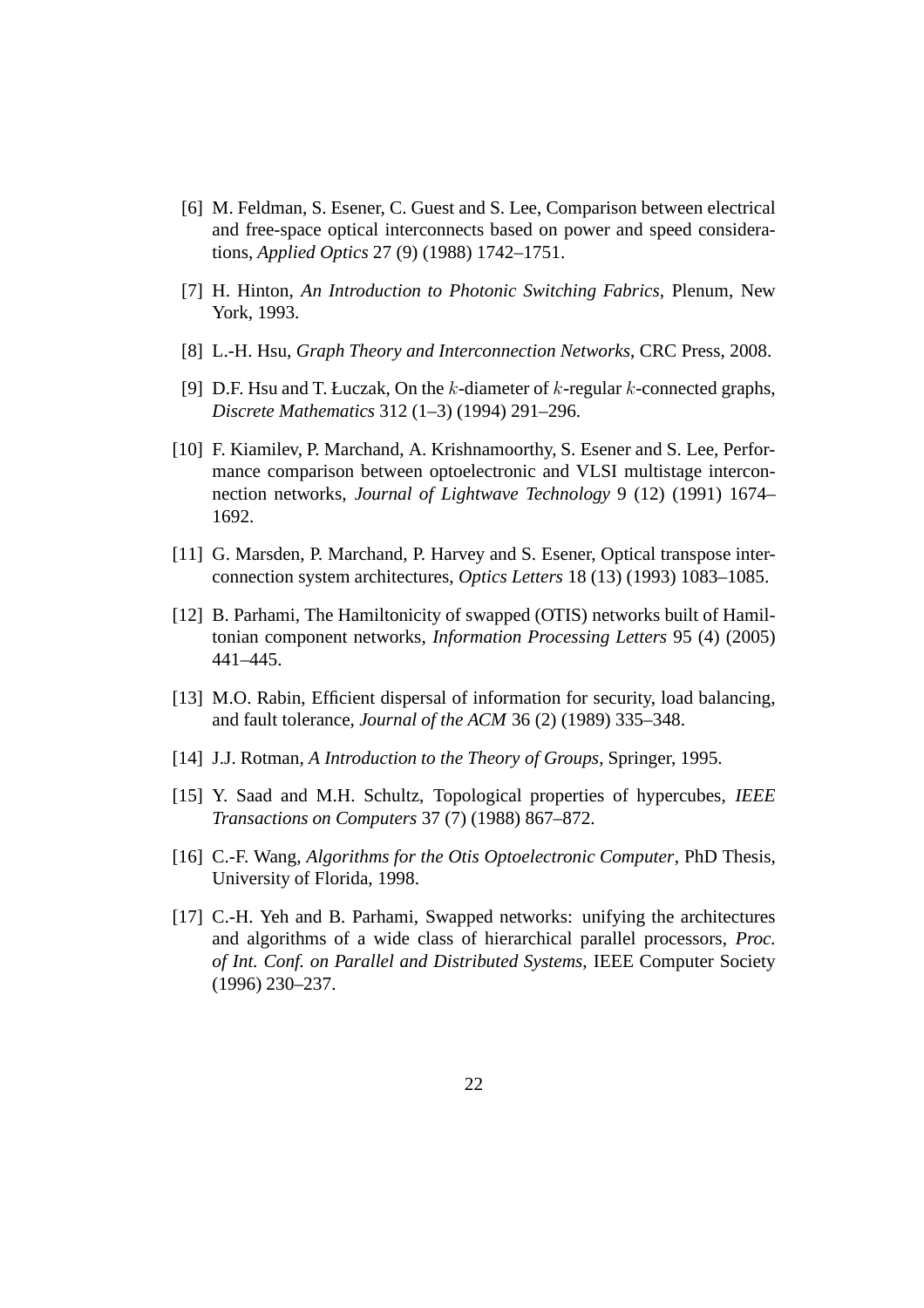[6] M. Feldman, S. Esener, C. Guest and S. Lee, Comparison between electrical and free-space optical interconnects based on power and speed considerations, *Applied Optics* 27 (9) (1988) 1742–1751.

[7] H. Hinton, *An Introduction to Photonic Switching Fabrics*, Plenum, New York, 1993.

[8] L.-H. Hsu, *Graph Theory and Interconnection Networks*, CRC Press, 2008.

[9] D.F. Hsu and T. Łuczak, On the $k$-diameter of $k$-regular $k$-connected graphs, *Discrete Mathematics* 312 (1–3) (1994) 291–296.

[10] F. Kiamilev, P. Marchand, A. Krishnamoorthy, S. Esener and S. Lee, Performance comparison between optoelectronic and VLSI multistage interconnection networks, *Journal of Lightwave Technology* 9 (12) (1991) 1674–1692.

[11] G. Marsden, P. Marchand, P. Harvey and S. Esener, Optical transpose interconnection system architectures, *Optics Letters* 18 (13) (1993) 1083–1085.

[12] B. Parhami, The Hamiltonicity of swapped (OTIS) networks built of Hamiltonian component networks, *Information Processing Letters* 95 (4) (2005) 441–445.

[13] M.O. Rabin, Efficient dispersal of information for security, load balancing, and fault tolerance, *Journal of the ACM* 36 (2) (1989) 335–348.

[14] J.J. Rotman, *A Introduction to the Theory of Groups*, Springer, 1995.

[15] Y. Saad and M.H. Schultz, Topological properties of hypercubes, *IEEE Transactions on Computers* 37 (7) (1988) 867–872.

[16] C.-F. Wang, *Algorithms for the Otis Optoelectronic Computer*, PhD Thesis, University of Florida, 1998.

[17] C.-H. Yeh and B. Parhami, Swapped networks: unifying the architectures and algorithms of a wide class of hierarchical parallel processors, *Proc. of Int. Conf. on Parallel and Distributed Systems*, IEEE Computer Society (1996) 230–237.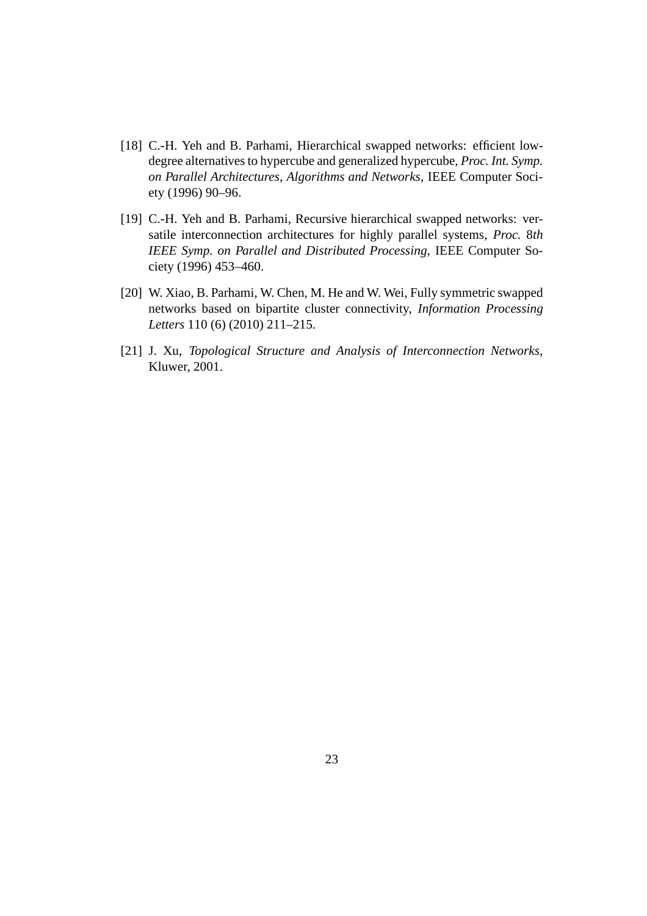[18] C.-H. Yeh and B. Parhami, Hierarchical swapped networks: efficient low-degree alternatives to hypercube and generalized hypercube, *Proc. Int. Symp. on Parallel Architectures, Algorithms and Networks*, IEEE Computer Society (1996) 90–96.

[19] C.-H. Yeh and B. Parhami, Recursive hierarchical swapped networks: versatile interconnection architectures for highly parallel systems, *Proc.* 8*th IEEE Symp. on Parallel and Distributed Processing*, IEEE Computer Society (1996) 453–460.

[20] W. Xiao, B. Parhami, W. Chen, M. He and W. Wei, Fully symmetric swapped networks based on bipartite cluster connectivity, *Information Processing Letters* 110 (6) (2010) 211–215.

[21] J. Xu, *Topological Structure and Analysis of Interconnection Networks*, Kluwer, 2001.